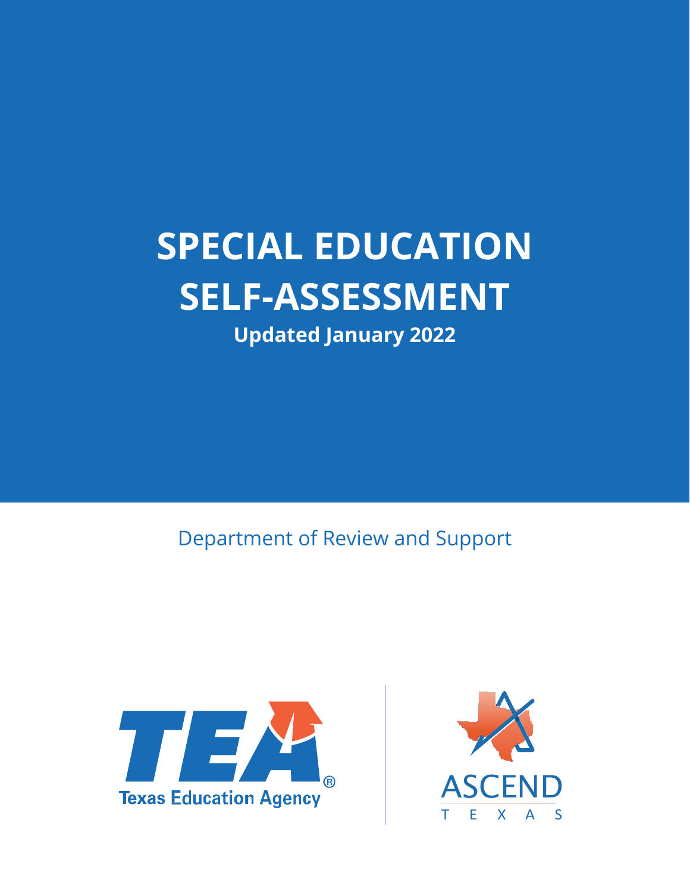# SPECIAL EDUCATION SELF-ASSESSMENT

**Updated January 2022**

Department of Review and Support

Texas Education Agency

ASCEND TEXAS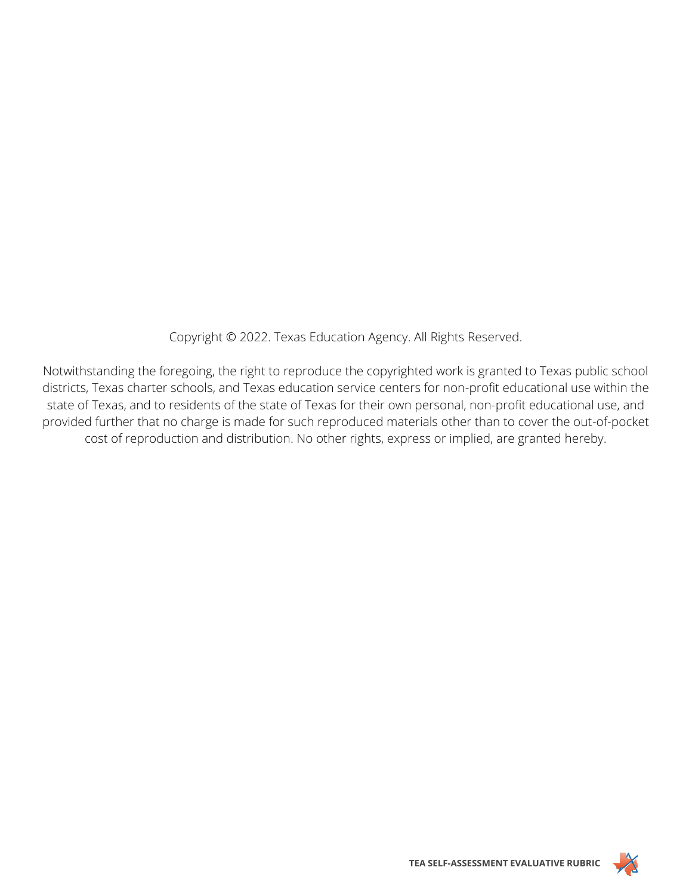Copyright © 2022. Texas Education Agency. All Rights Reserved.

Notwithstanding the foregoing, the right to reproduce the copyrighted work is granted to Texas public school districts, Texas charter schools, and Texas education service centers for non-profit educational use within the state of Texas, and to residents of the state of Texas for their own personal, non-profit educational use, and provided further that no charge is made for such reproduced materials other than to cover the out-of-pocket cost of reproduction and distribution. No other rights, express or implied, are granted hereby.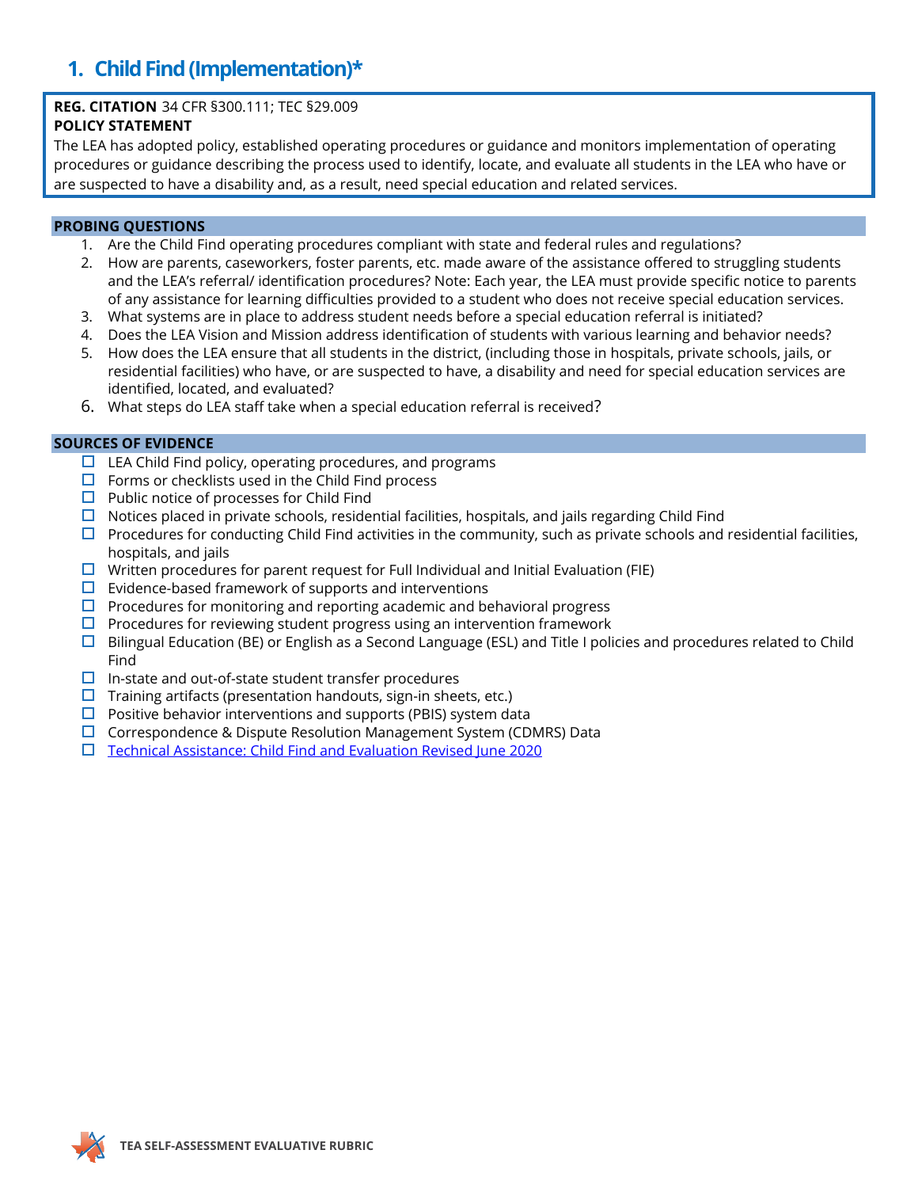# 1. Child Find (Implementation)*

**REG. CITATION** 34 CFR §300.111; TEC §29.009
**POLICY STATEMENT**
The LEA has adopted policy, established operating procedures or guidance and monitors implementation of operating procedures or guidance describing the process used to identify, locate, and evaluate all students in the LEA who have or are suspected to have a disability and, as a result, need special education and related services.

## PROBING QUESTIONS

1. Are the Child Find operating procedures compliant with state and federal rules and regulations?
2. How are parents, caseworkers, foster parents, etc. made aware of the assistance offered to struggling students and the LEA's referral/ identification procedures? Note: Each year, the LEA must provide specific notice to parents of any assistance for learning difficulties provided to a student who does not receive special education services.
3. What systems are in place to address student needs before a special education referral is initiated?
4. Does the LEA Vision and Mission address identification of students with various learning and behavior needs?
5. How does the LEA ensure that all students in the district, (including those in hospitals, private schools, jails, or residential facilities) who have, or are suspected to have, a disability and need for special education services are identified, located, and evaluated?
6. What steps do LEA staff take when a special education referral is received?

## SOURCES OF EVIDENCE

- ☐ LEA Child Find policy, operating procedures, and programs
- ☐ Forms or checklists used in the Child Find process
- ☐ Public notice of processes for Child Find
- ☐ Notices placed in private schools, residential facilities, hospitals, and jails regarding Child Find
- ☐ Procedures for conducting Child Find activities in the community, such as private schools and residential facilities, hospitals, and jails
- ☐ Written procedures for parent request for Full Individual and Initial Evaluation (FIE)
- ☐ Evidence-based framework of supports and interventions
- ☐ Procedures for monitoring and reporting academic and behavioral progress
- ☐ Procedures for reviewing student progress using an intervention framework
- ☐ Bilingual Education (BE) or English as a Second Language (ESL) and Title I policies and procedures related to Child Find
- ☐ In-state and out-of-state student transfer procedures
- ☐ Training artifacts (presentation handouts, sign-in sheets, etc.)
- ☐ Positive behavior interventions and supports (PBIS) system data
- ☐ Correspondence & Dispute Resolution Management System (CDMRS) Data
- ☐ Technical Assistance: Child Find and Evaluation Revised June 2020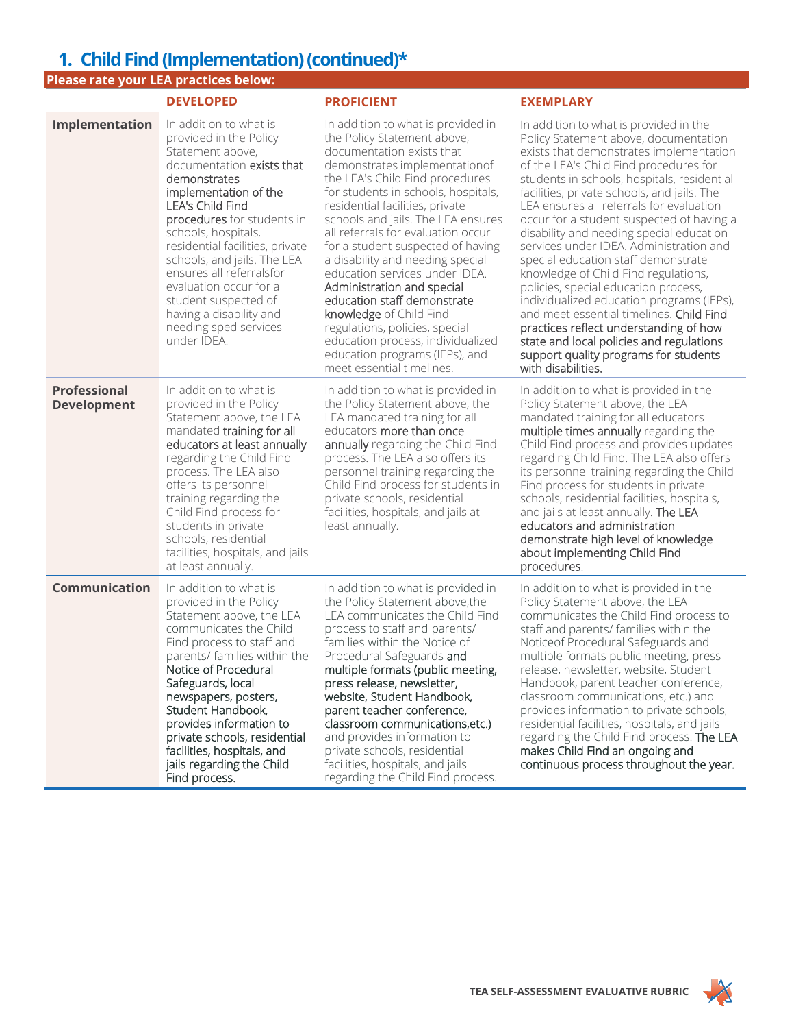## 1. Child Find (Implementation) (continued)*

**Please rate your LEA practices below:**

| | DEVELOPED | PROFICIENT | EXEMPLARY |
|---|---|---|---|
| **Implementation** | In addition to what is provided in the Policy Statement above, documentation exists that demonstrates implementation of the LEA's Child Find procedures for students in schools, hospitals, residential facilities, private schools, and jails. The LEA ensures all referralsfor evaluation occur for a student suspected of having a disability and needing sped services under IDEA. | In addition to what is provided in the Policy Statement above, documentation exists that demonstrates implementationof the LEA's Child Find procedures for students in schools, hospitals, residential facilities, private schools and jails. The LEA ensures all referrals for evaluation occur for a student suspected of having a disability and needing special education services under IDEA. Administration and special education staff demonstrate knowledge of Child Find regulations, policies, special education process, individualized education programs (IEPs), and meet essential timelines. | In addition to what is provided in the Policy Statement above, documentation exists that demonstrates implementation of the LEA's Child Find procedures for students in schools, hospitals, residential facilities, private schools, and jails. The LEA ensures all referrals for evaluation occur for a student suspected of having a disability and needing special education services under IDEA. Administration and special education staff demonstrate knowledge of Child Find regulations, policies, special education process, individualized education programs (IEPs), and meet essential timelines. Child Find practices reflect understanding of how state and local policies and regulations support quality programs for students with disabilities. |
| **Professional Development** | In addition to what is provided in the Policy Statement above, the LEA mandated training for all educators at least annually regarding the Child Find process. The LEA also offers its personnel training regarding the Child Find process for students in private schools, residential facilities, hospitals, and jails at least annually. | In addition to what is provided in the Policy Statement above, the LEA mandated training for all educators more than once annually regarding the Child Find process. The LEA also offers its personnel training regarding the Child Find process for students in private schools, residential facilities, hospitals, and jails at least annually. | In addition to what is provided in the Policy Statement above, the LEA mandated training for all educators multiple times annually regarding the Child Find process and provides updates regarding Child Find. The LEA also offers its personnel training regarding the Child Find process for students in private schools, residential facilities, hospitals, and jails at least annually. The LEA educators and administration demonstrate high level of knowledge about implementing Child Find procedures. |
| **Communication** | In addition to what is provided in the Policy Statement above, the LEA communicates the Child Find process to staff and parents/ families within the Notice of Procedural Safeguards, local newspapers, posters, Student Handbook, provides information to private schools, residential facilities, hospitals, and jails regarding the Child Find process. | In addition to what is provided in the Policy Statement above,the LEA communicates the Child Find process to staff and parents/ families within the Notice of Procedural Safeguards and multiple formats (public meeting, press release, newsletter, website, Student Handbook, parent teacher conference, classroom communications,etc.) and provides information to private schools, residential facilities, hospitals, and jails regarding the Child Find process. | In addition to what is provided in the Policy Statement above, the LEA communicates the Child Find process to staff and parents/ families within the Noticeof Procedural Safeguards and multiple formats public meeting, press release, newsletter, website, Student Handbook, parent teacher conference, classroom communications, etc.) and provides information to private schools, residential facilities, hospitals, and jails regarding the Child Find process. The LEA makes Child Find an ongoing and continuous process throughout the year. |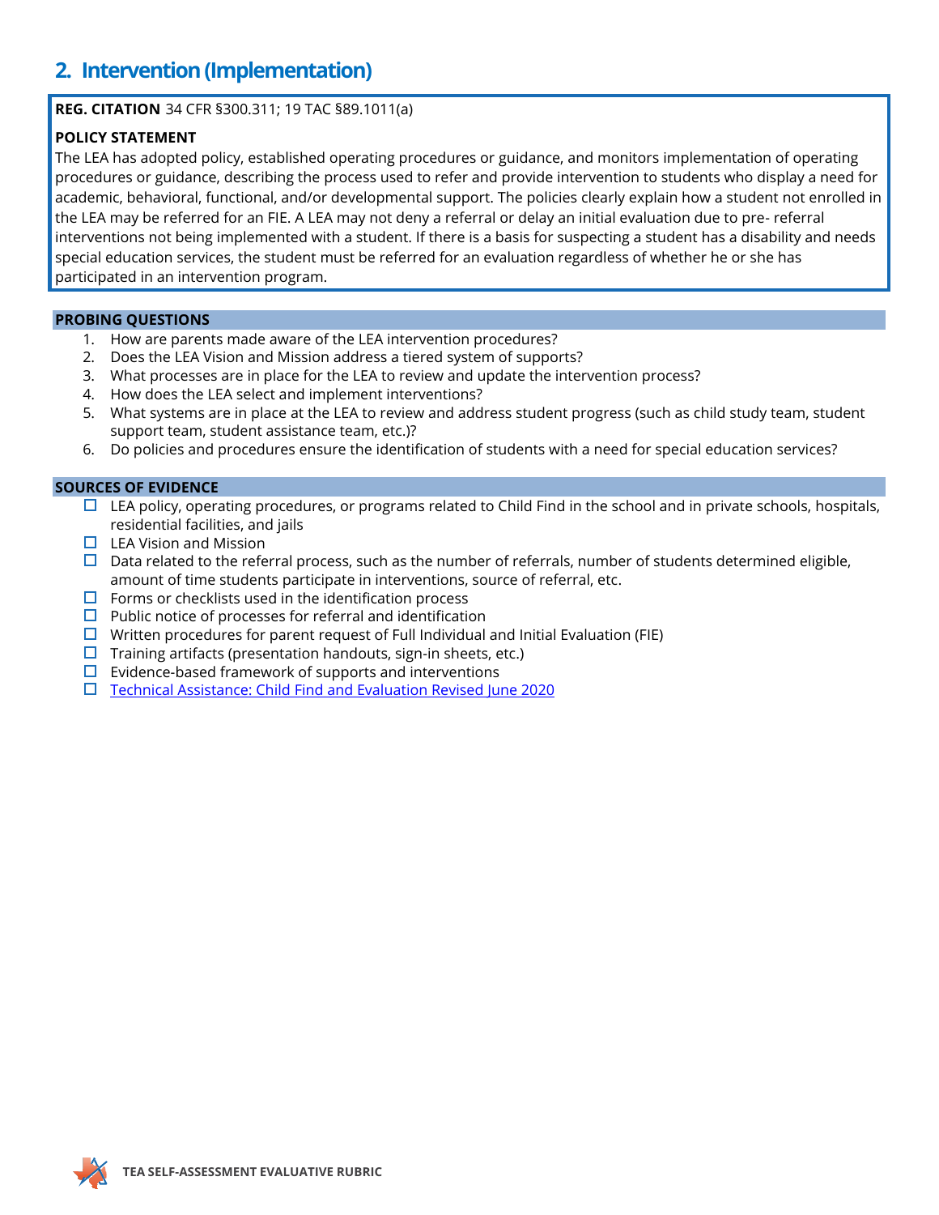## 2. Intervention (Implementation)

**REG. CITATION** 34 CFR §300.311; 19 TAC §89.1011(a)

**POLICY STATEMENT**

The LEA has adopted policy, established operating procedures or guidance, and monitors implementation of operating procedures or guidance, describing the process used to refer and provide intervention to students who display a need for academic, behavioral, functional, and/or developmental support. The policies clearly explain how a student not enrolled in the LEA may be referred for an FIE. A LEA may not deny a referral or delay an initial evaluation due to pre- referral interventions not being implemented with a student. If there is a basis for suspecting a student has a disability and needs special education services, the student must be referred for an evaluation regardless of whether he or she has participated in an intervention program.

**PROBING QUESTIONS**

1. How are parents made aware of the LEA intervention procedures?
2. Does the LEA Vision and Mission address a tiered system of supports?
3. What processes are in place for the LEA to review and update the intervention process?
4. How does the LEA select and implement interventions?
5. What systems are in place at the LEA to review and address student progress (such as child study team, student support team, student assistance team, etc.)?
6. Do policies and procedures ensure the identification of students with a need for special education services?

**SOURCES OF EVIDENCE**

- ☐ LEA policy, operating procedures, or programs related to Child Find in the school and in private schools, hospitals, residential facilities, and jails
- ☐ LEA Vision and Mission
- ☐ Data related to the referral process, such as the number of referrals, number of students determined eligible, amount of time students participate in interventions, source of referral, etc.
- ☐ Forms or checklists used in the identification process
- ☐ Public notice of processes for referral and identification
- ☐ Written procedures for parent request of Full Individual and Initial Evaluation (FIE)
- ☐ Training artifacts (presentation handouts, sign-in sheets, etc.)
- ☐ Evidence-based framework of supports and interventions
- ☐ Technical Assistance: Child Find and Evaluation Revised June 2020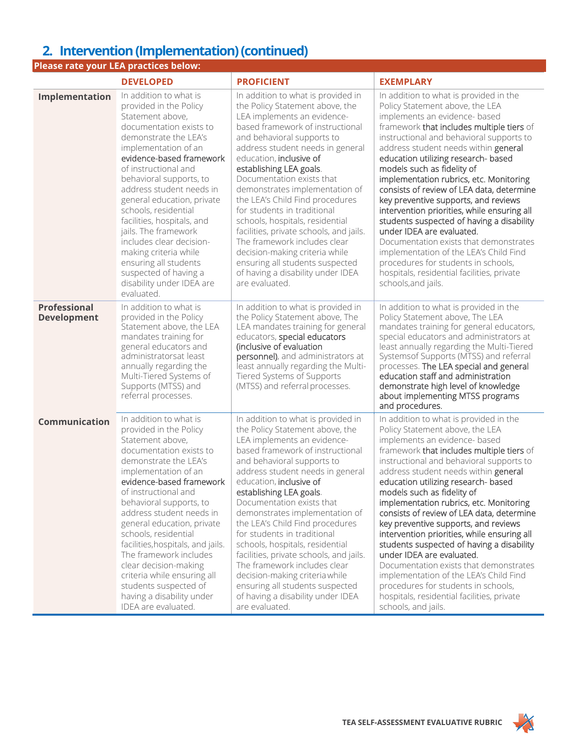## 2. Intervention (Implementation) (continued)

**Please rate your LEA practices below:**

| | DEVELOPED | PROFICIENT | EXEMPLARY |
|---|---|---|---|
| **Implementation** | In addition to what is provided in the Policy Statement above, documentation exists to demonstrate the LEA's implementation of an evidence-based framework of instructional and behavioral supports, to address student needs in general education, private schools, residential facilities, hospitals, and jails. The framework includes clear decision-making criteria while ensuring all students suspected of having a disability under IDEA are evaluated. | In addition to what is provided in the Policy Statement above, the LEA implements an evidence-based framework of instructional and behavioral supports to address student needs in general education, inclusive of establishing LEA goals. Documentation exists that demonstrates implementation of the LEA's Child Find procedures for students in traditional schools, hospitals, residential facilities, private schools, and jails. The framework includes clear decision-making criteria while ensuring all students suspected of having a disability under IDEA are evaluated. | In addition to what is provided in the Policy Statement above, the LEA implements an evidence- based framework that includes multiple tiers of instructional and behavioral supports to address student needs within general education utilizing research- based models such as fidelity of implementation rubrics, etc. Monitoring consists of review of LEA data, determine key preventive supports, and reviews intervention priorities, while ensuring all students suspected of having a disability under IDEA are evaluated. Documentation exists that demonstrates implementation of the LEA's Child Find procedures for students in schools, hospitals, residential facilities, private schools,and jails. |
| **Professional Development** | In addition to what is provided in the Policy Statement above, the LEA mandates training for general educators and administratorsat least annually regarding the Multi-Tiered Systems of Supports (MTSS) and referral processes. | In addition to what is provided in the Policy Statement above, The LEA mandates training for general educators, special educators (inclusive of evaluation personnel), and administrators at least annually regarding the Multi-Tiered Systems of Supports (MTSS) and referral processes. | In addition to what is provided in the Policy Statement above, The LEA mandates training for general educators, special educators and administrators at least annually regarding the Multi-Tiered Systemsof Supports (MTSS) and referral processes. The LEA special and general education staff and administration demonstrate high level of knowledge about implementing MTSS programs and procedures. |
| **Communication** | In addition to what is provided in the Policy Statement above, documentation exists to demonstrate the LEA's implementation of an evidence-based framework of instructional and behavioral supports, to address student needs in general education, private schools, residential facilities,hospitals, and jails. The framework includes clear decision-making criteria while ensuring all students suspected of having a disability under IDEA are evaluated. | In addition to what is provided in the Policy Statement above, the LEA implements an evidence-based framework of instructional and behavioral supports to address student needs in general education, inclusive of establishing LEA goals. Documentation exists that demonstrates implementation of the LEA's Child Find procedures for students in traditional schools, hospitals, residential facilities, private schools, and jails. The framework includes clear decision-making criteria while ensuring all students suspected of having a disability under IDEA are evaluated. | In addition to what is provided in the Policy Statement above, the LEA implements an evidence- based framework that includes multiple tiers of instructional and behavioral supports to address student needs within general education utilizing research- based models such as fidelity of implementation rubrics, etc. Monitoring consists of review of LEA data, determine key preventive supports, and reviews intervention priorities, while ensuring all students suspected of having a disability under IDEA are evaluated. Documentation exists that demonstrates implementation of the LEA's Child Find procedures for students in schools, hospitals, residential facilities, private schools, and jails. |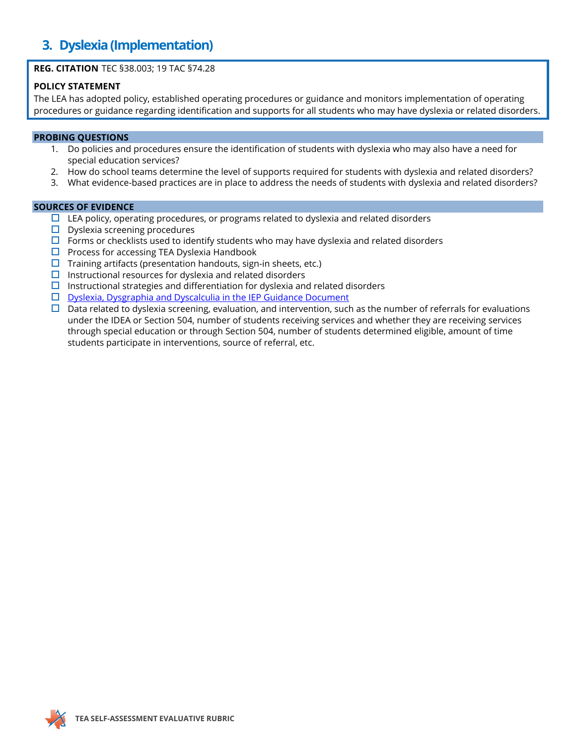## 3. Dyslexia (Implementation)

**REG. CITATION** TEC §38.003; 19 TAC §74.28

**POLICY STATEMENT**

The LEA has adopted policy, established operating procedures or guidance and monitors implementation of operating procedures or guidance regarding identification and supports for all students who may have dyslexia or related disorders.

**PROBING QUESTIONS**

1. Do policies and procedures ensure the identification of students with dyslexia who may also have a need for special education services?
2. How do school teams determine the level of supports required for students with dyslexia and related disorders?
3. What evidence-based practices are in place to address the needs of students with dyslexia and related disorders?

**SOURCES OF EVIDENCE**

- ☐ LEA policy, operating procedures, or programs related to dyslexia and related disorders
- ☐ Dyslexia screening procedures
- ☐ Forms or checklists used to identify students who may have dyslexia and related disorders
- ☐ Process for accessing TEA Dyslexia Handbook
- ☐ Training artifacts (presentation handouts, sign-in sheets, etc.)
- ☐ Instructional resources for dyslexia and related disorders
- ☐ Instructional strategies and differentiation for dyslexia and related disorders
- ☐ Dyslexia, Dysgraphia and Dyscalculia in the IEP Guidance Document
- ☐ Data related to dyslexia screening, evaluation, and intervention, such as the number of referrals for evaluations under the IDEA or Section 504, number of students receiving services and whether they are receiving services through special education or through Section 504, number of students determined eligible, amount of time students participate in interventions, source of referral, etc.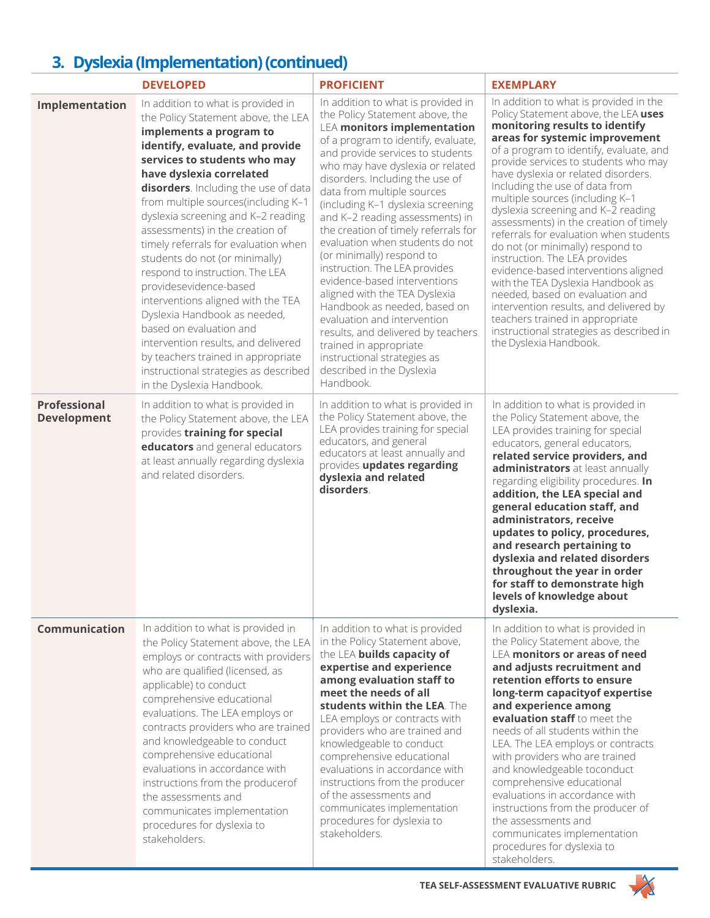## 3. Dyslexia (Implementation) (continued)

| | DEVELOPED | PROFICIENT | EXEMPLARY |
|---|---|---|---|
| **Implementation** | In addition to what is provided in the Policy Statement above, the LEA **implements a program to identify, evaluate, and provide services to students who may have dyslexia correlated disorders**. Including the use of data from multiple sources(including K–1 dyslexia screening and K–2 reading assessments) in the creation of timely referrals for evaluation when students do not (or minimally) respond to instruction. The LEA providesevidence-based interventions aligned with the TEA Dyslexia Handbook as needed, based on evaluation and intervention results, and delivered by teachers trained in appropriate instructional strategies as described in the Dyslexia Handbook. | In addition to what is provided in the Policy Statement above, the LEA **monitors implementation** of a program to identify, evaluate, and provide services to students who may have dyslexia or related disorders. Including the use of data from multiple sources (including K–1 dyslexia screening and K–2 reading assessments) in the creation of timely referrals for evaluation when students do not (or minimally) respond to instruction. The LEA provides evidence-based interventions aligned with the TEA Dyslexia Handbook as needed, based on evaluation and intervention results, and delivered by teachers trained in appropriate instructional strategies as described in the Dyslexia Handbook. | In addition to what is provided in the Policy Statement above, the LEA **uses monitoring results to identify areas for systemic improvement** of a program to identify, evaluate, and provide services to students who may have dyslexia or related disorders. Including the use of data from multiple sources (including K–1 dyslexia screening and K–2 reading assessments) in the creation of timely referrals for evaluation when students do not (or minimally) respond to instruction. The LEA provides evidence-based interventions aligned with the TEA Dyslexia Handbook as needed, based on evaluation and intervention results, and delivered by teachers trained in appropriate instructional strategies as described in the Dyslexia Handbook. |
| **Professional Development** | In addition to what is provided in the Policy Statement above, the LEA provides **training for special educators** and general educators at least annually regarding dyslexia and related disorders. | In addition to what is provided in the Policy Statement above, the LEA provides training for special educators, and general educators at least annually and provides **updates regarding dyslexia and related disorders**. | In addition to what is provided in the Policy Statement above, the LEA provides training for special educators, general educators, **related service providers, and administrators** at least annually regarding eligibility procedures. **In addition, the LEA special and general education staff, and administrators, receive updates to policy, procedures, and research pertaining to dyslexia and related disorders throughout the year in order for staff to demonstrate high levels of knowledge about dyslexia.** |
| **Communication** | In addition to what is provided in the Policy Statement above, the LEA employs or contracts with providers who are qualified (licensed, as applicable) to conduct comprehensive educational evaluations. The LEA employs or contracts providers who are trained and knowledgeable to conduct comprehensive educational evaluations in accordance with instructions from the producerof the assessments and communicates implementation procedures for dyslexia to stakeholders. | In addition to what is provided in the Policy Statement above, the LEA **builds capacity of expertise and experience among evaluation staff to meet the needs of all students within the LEA**. The LEA employs or contracts with providers who are trained and knowledgeable to conduct comprehensive educational evaluations in accordance with instructions from the producer of the assessments and communicates implementation procedures for dyslexia to stakeholders. | In addition to what is provided in the Policy Statement above, the LEA **monitors or areas of need and adjusts recruitment and retention efforts to ensure long-term capacityof expertise and experience among evaluation staff** to meet the needs of all students within the LEA. The LEA employs or contracts with providers who are trained and knowledgeable toconduct comprehensive educational evaluations in accordance with instructions from the producer of the assessments and communicates implementation procedures for dyslexia to stakeholders. |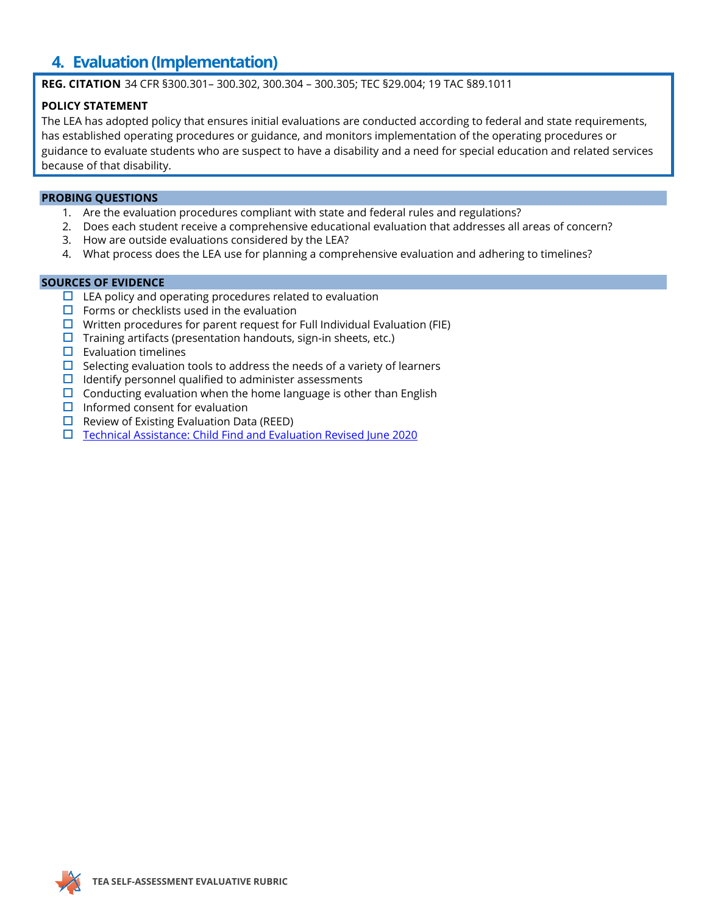## 4. Evaluation (Implementation)

**REG. CITATION** 34 CFR §300.301– 300.302, 300.304 – 300.305; TEC §29.004; 19 TAC §89.1011

**POLICY STATEMENT**

The LEA has adopted policy that ensures initial evaluations are conducted according to federal and state requirements, has established operating procedures or guidance, and monitors implementation of the operating procedures or guidance to evaluate students who are suspect to have a disability and a need for special education and related services because of that disability.

**PROBING QUESTIONS**

1. Are the evaluation procedures compliant with state and federal rules and regulations?
2. Does each student receive a comprehensive educational evaluation that addresses all areas of concern?
3. How are outside evaluations considered by the LEA?
4. What process does the LEA use for planning a comprehensive evaluation and adhering to timelines?

**SOURCES OF EVIDENCE**

- ☐ LEA policy and operating procedures related to evaluation
- ☐ Forms or checklists used in the evaluation
- ☐ Written procedures for parent request for Full Individual Evaluation (FIE)
- ☐ Training artifacts (presentation handouts, sign-in sheets, etc.)
- ☐ Evaluation timelines
- ☐ Selecting evaluation tools to address the needs of a variety of learners
- ☐ Identify personnel qualified to administer assessments
- ☐ Conducting evaluation when the home language is other than English
- ☐ Informed consent for evaluation
- ☐ Review of Existing Evaluation Data (REED)
- ☐ Technical Assistance: Child Find and Evaluation Revised June 2020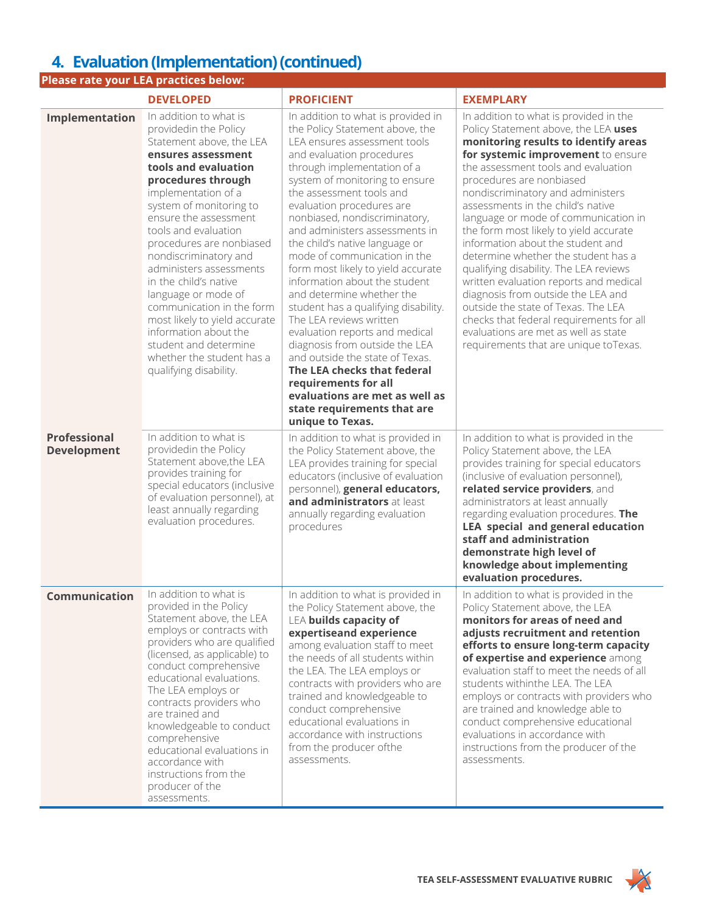## 4. Evaluation (Implementation) (continued)

| Please rate your LEA practices below: | DEVELOPED | PROFICIENT | EXEMPLARY |
|---|---|---|---|
| **Implementation** | In addition to what is providedin the Policy Statement above, the LEA **ensures assessment tools and evaluation procedures through** implementation of a system of monitoring to ensure the assessment tools and evaluation procedures are nonbiased nondiscriminatory and administers assessments in the child's native language or mode of communication in the form most likely to yield accurate information about the student and determine whether the student has a qualifying disability. | In addition to what is provided in the Policy Statement above, the LEA ensures assessment tools and evaluation procedures through implementation of a system of monitoring to ensure the assessment tools and evaluation procedures are nonbiased, nondiscriminatory, and administers assessments in the child's native language or mode of communication in the form most likely to yield accurate information about the student and determine whether the student has a qualifying disability. The LEA reviews written evaluation reports and medical diagnosis from outside the LEA and outside the state of Texas. **The LEA checks that federal requirements for all evaluations are met as well as state requirements that are unique to Texas.** | In addition to what is provided in the Policy Statement above, the LEA **uses monitoring results to identify areas for systemic improvement** to ensure the assessment tools and evaluation procedures are nonbiased nondiscriminatory and administers assessments in the child's native language or mode of communication in the form most likely to yield accurate information about the student and determine whether the student has a qualifying disability. The LEA reviews written evaluation reports and medical diagnosis from outside the LEA and outside the state of Texas. The LEA checks that federal requirements for all evaluations are met as well as state requirements that are unique toTexas. |
| **Professional Development** | In addition to what is providedin the Policy Statement above,the LEA provides training for special educators (inclusive of evaluation personnel), at least annually regarding evaluation procedures. | In addition to what is provided in the Policy Statement above, the LEA provides training for special educators (inclusive of evaluation personnel), **general educators, and administrators** at least annually regarding evaluation procedures | In addition to what is provided in the Policy Statement above, the LEA provides training for special educators (inclusive of evaluation personnel), **related service providers**, and administrators at least annually regarding evaluation procedures. **The LEA special and general education staff and administration demonstrate high level of knowledge about implementing evaluation procedures.** |
| **Communication** | In addition to what is provided in the Policy Statement above, the LEA employs or contracts with providers who are qualified (licensed, as applicable) to conduct comprehensive educational evaluations. The LEA employs or contracts providers who are trained and knowledgeable to conduct comprehensive educational evaluations in accordance with instructions from the producer of the assessments. | In addition to what is provided in the Policy Statement above, the LEA **builds capacity of expertiseand experience** among evaluation staff to meet the needs of all students within the LEA. The LEA employs or contracts with providers who are trained and knowledgeable to conduct comprehensive educational evaluations in accordance with instructions from the producer ofthe assessments. | In addition to what is provided in the Policy Statement above, the LEA **monitors for areas of need and adjusts recruitment and retention efforts to ensure long-term capacity of expertise and experience** among evaluation staff to meet the needs of all students withinthe LEA. The LEA employs or contracts with providers who are trained and knowledge able to conduct comprehensive educational evaluations in accordance with instructions from the producer of the assessments. |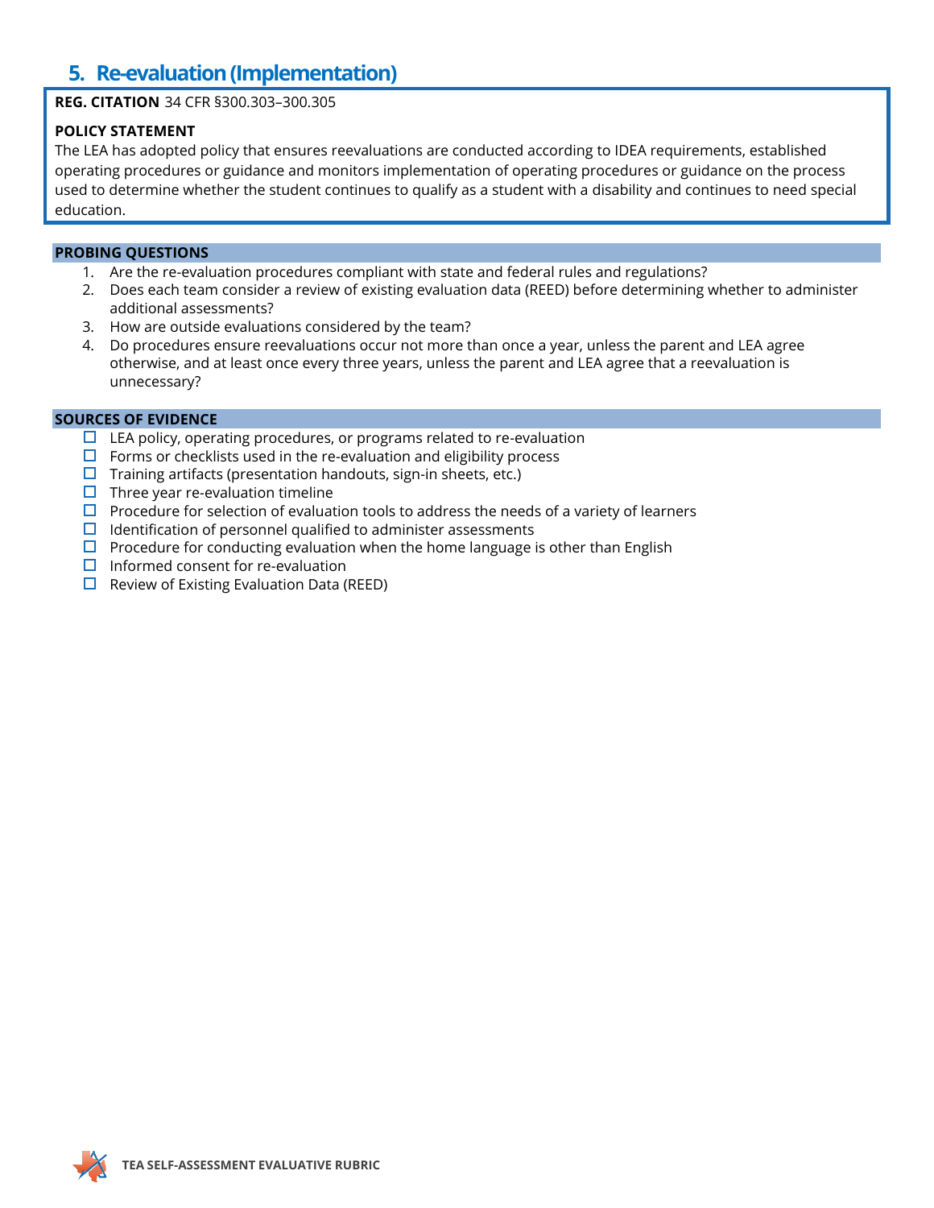## 5. Re-evaluation (Implementation)

**REG. CITATION** 34 CFR §300.303–300.305

**POLICY STATEMENT**
The LEA has adopted policy that ensures reevaluations are conducted according to IDEA requirements, established operating procedures or guidance and monitors implementation of operating procedures or guidance on the process used to determine whether the student continues to qualify as a student with a disability and continues to need special education.

**PROBING QUESTIONS**

1. Are the re-evaluation procedures compliant with state and federal rules and regulations?
2. Does each team consider a review of existing evaluation data (REED) before determining whether to administer additional assessments?
3. How are outside evaluations considered by the team?
4. Do procedures ensure reevaluations occur not more than once a year, unless the parent and LEA agree otherwise, and at least once every three years, unless the parent and LEA agree that a reevaluation is unnecessary?

**SOURCES OF EVIDENCE**

- ☐ LEA policy, operating procedures, or programs related to re-evaluation
- ☐ Forms or checklists used in the re-evaluation and eligibility process
- ☐ Training artifacts (presentation handouts, sign-in sheets, etc.)
- ☐ Three year re-evaluation timeline
- ☐ Procedure for selection of evaluation tools to address the needs of a variety of learners
- ☐ Identification of personnel qualified to administer assessments
- ☐ Procedure for conducting evaluation when the home language is other than English
- ☐ Informed consent for re-evaluation
- ☐ Review of Existing Evaluation Data (REED)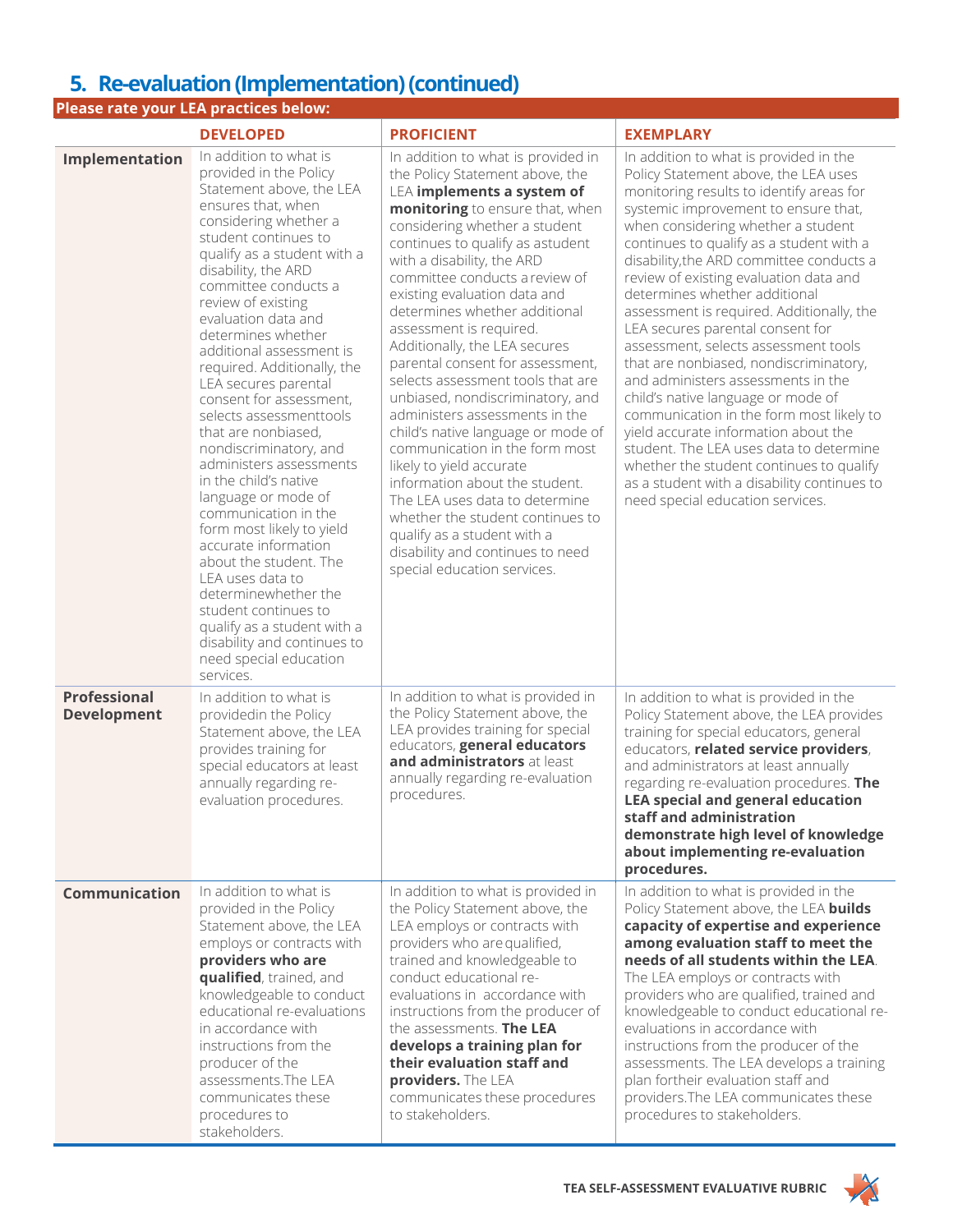## 5. Re-evaluation (Implementation) (continued)

**Please rate your LEA practices below:**

| | DEVELOPED | PROFICIENT | EXEMPLARY |
|---|---|---|---|
| **Implementation** | In addition to what is provided in the Policy Statement above, the LEA ensures that, when considering whether a student continues to qualify as a student with a disability, the ARD committee conducts a review of existing evaluation data and determines whether additional assessment is required. Additionally, the LEA secures parental consent for assessment, selects assessmenttools that are nonbiased, nondiscriminatory, and administers assessments in the child's native language or mode of communication in the form most likely to yield accurate information about the student. The LEA uses data to determinewhether the student continues to qualify as a student with a disability and continues to need special education services. | In addition to what is provided in the Policy Statement above, the LEA **implements a system of monitoring** to ensure that, when considering whether a student continues to qualify as astudent with a disability, the ARD committee conducts a review of existing evaluation data and determines whether additional assessment is required. Additionally, the LEA secures parental consent for assessment, selects assessment tools that are unbiased, nondiscriminatory, and administers assessments in the child's native language or mode of communication in the form most likely to yield accurate information about the student. The LEA uses data to determine whether the student continues to qualify as a student with a disability and continues to need special education services. | In addition to what is provided in the Policy Statement above, the LEA uses monitoring results to identify areas for systemic improvement to ensure that, when considering whether a student continues to qualify as a student with a disability,the ARD committee conducts a review of existing evaluation data and determines whether additional assessment is required. Additionally, the LEA secures parental consent for assessment, selects assessment tools that are nonbiased, nondiscriminatory, and administers assessments in the child's native language or mode of communication in the form most likely to yield accurate information about the student. The LEA uses data to determine whether the student continues to qualify as a student with a disability continues to need special education services. |
| **Professional Development** | In addition to what is providedin the Policy Statement above, the LEA provides training for special educators at least annually regarding re-evaluation procedures. | In addition to what is provided in the Policy Statement above, the LEA provides training for special educators, **general educators and administrators** at least annually regarding re-evaluation procedures. | In addition to what is provided in the Policy Statement above, the LEA provides training for special educators, general educators, **related service providers**, and administrators at least annually regarding re-evaluation procedures. **The LEA special and general education staff and administration demonstrate high level of knowledge about implementing re-evaluation procedures.** |
| **Communication** | In addition to what is provided in the Policy Statement above, the LEA employs or contracts with **providers who are qualified**, trained, and knowledgeable to conduct educational re-evaluations in accordance with instructions from the producer of the assessments.The LEA communicates these procedures to stakeholders. | In addition to what is provided in the Policy Statement above, the LEA employs or contracts with providers who are qualified, trained and knowledgeable to conduct educational re-evaluations in accordance with instructions from the producer of the assessments. **The LEA develops a training plan for their evaluation staff and providers.** The LEA communicates these procedures to stakeholders. | In addition to what is provided in the Policy Statement above, the LEA **builds capacity of expertise and experience among evaluation staff to meet the needs of all students within the LEA**. The LEA employs or contracts with providers who are qualified, trained and knowledgeable to conduct educational re-evaluations in accordance with instructions from the producer of the assessments. The LEA develops a training plan fortheir evaluation staff and providers.The LEA communicates these procedures to stakeholders. |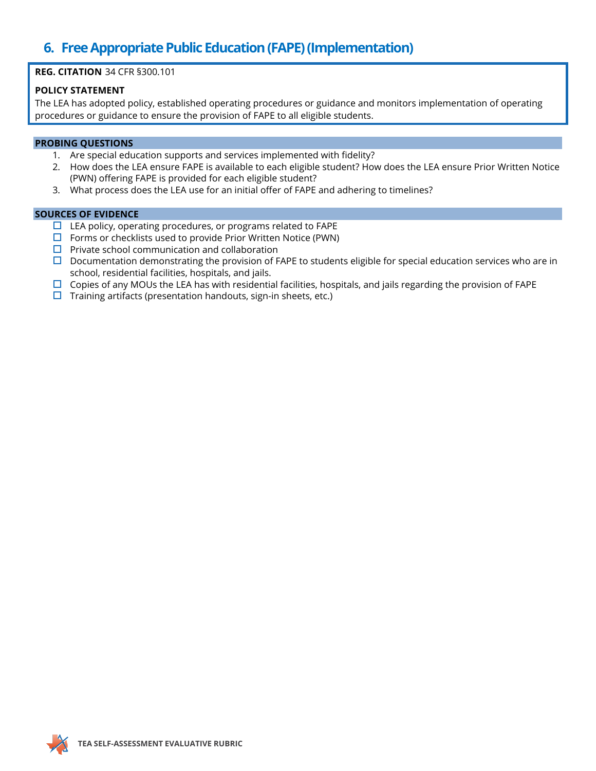# 6. Free Appropriate Public Education (FAPE) (Implementation)

**REG. CITATION** 34 CFR §300.101

**POLICY STATEMENT**

The LEA has adopted policy, established operating procedures or guidance and monitors implementation of operating procedures or guidance to ensure the provision of FAPE to all eligible students.

**PROBING QUESTIONS**

1. Are special education supports and services implemented with fidelity?
2. How does the LEA ensure FAPE is available to each eligible student? How does the LEA ensure Prior Written Notice (PWN) offering FAPE is provided for each eligible student?
3. What process does the LEA use for an initial offer of FAPE and adhering to timelines?

**SOURCES OF EVIDENCE**

- ☐ LEA policy, operating procedures, or programs related to FAPE
- ☐ Forms or checklists used to provide Prior Written Notice (PWN)
- ☐ Private school communication and collaboration
- ☐ Documentation demonstrating the provision of FAPE to students eligible for special education services who are in school, residential facilities, hospitals, and jails.
- ☐ Copies of any MOUs the LEA has with residential facilities, hospitals, and jails regarding the provision of FAPE
- ☐ Training artifacts (presentation handouts, sign-in sheets, etc.)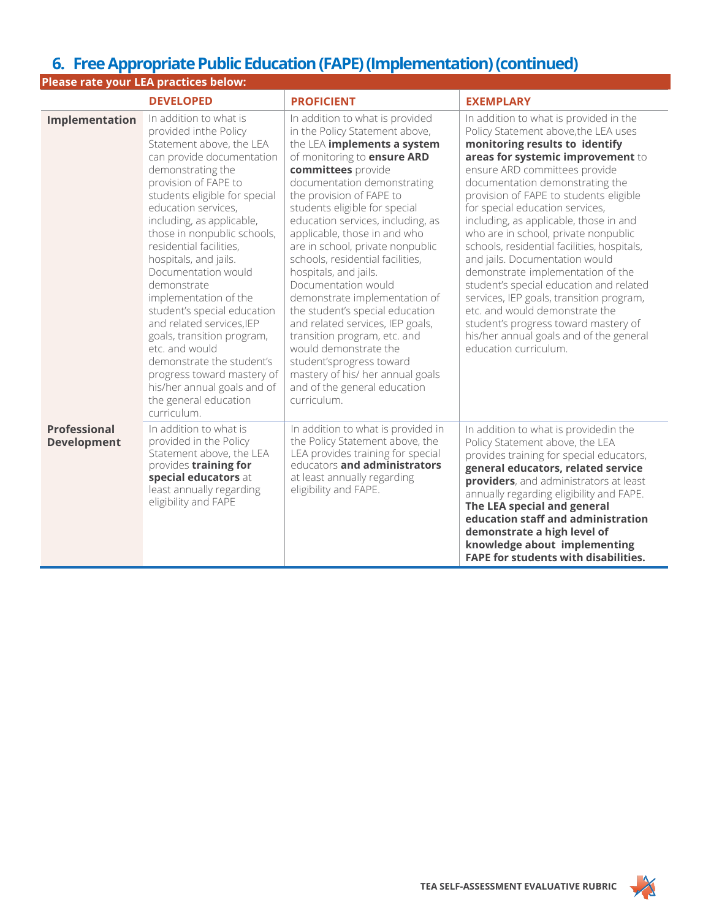## 6. Free Appropriate Public Education (FAPE) (Implementation) (continued)

**Please rate your LEA practices below:**

| | DEVELOPED | PROFICIENT | EXEMPLARY |
|---|---|---|---|
| **Implementation** | In addition to what is provided inthe Policy Statement above, the LEA can provide documentation demonstrating the provision of FAPE to students eligible for special education services, including, as applicable, those in nonpublic schools, residential facilities, hospitals, and jails. Documentation would demonstrate implementation of the student's special education and related services,IEP goals, transition program, etc. and would demonstrate the student's progress toward mastery of his/her annual goals and of the general education curriculum. | In addition to what is provided in the Policy Statement above, the LEA **implements a system** of monitoring to **ensure ARD committees** provide documentation demonstrating the provision of FAPE to students eligible for special education services, including, as applicable, those in and who are in school, private nonpublic schools, residential facilities, hospitals, and jails. Documentation would demonstrate implementation of the student's special education and related services, IEP goals, transition program, etc. and would demonstrate the student'sprogress toward mastery of his/ her annual goals and of the general education curriculum. | In addition to what is provided in the Policy Statement above,the LEA uses **monitoring results to identify areas for systemic improvement** to ensure ARD committees provide documentation demonstrating the provision of FAPE to students eligible for special education services, including, as applicable, those in and who are in school, private nonpublic schools, residential facilities, hospitals, and jails. Documentation would demonstrate implementation of the student's special education and related services, IEP goals, transition program, etc. and would demonstrate the student's progress toward mastery of his/her annual goals and of the general education curriculum. |
| **Professional Development** | In addition to what is provided in the Policy Statement above, the LEA provides **training for special educators** at least annually regarding eligibility and FAPE | In addition to what is provided in the Policy Statement above, the LEA provides training for special educators **and administrators** at least annually regarding eligibility and FAPE. | In addition to what is providedin the Policy Statement above, the LEA provides training for special educators, **general educators, related service providers**, and administrators at least annually regarding eligibility and FAPE. **The LEA special and general education staff and administration demonstrate a high level of knowledge about implementing FAPE for students with disabilities.** |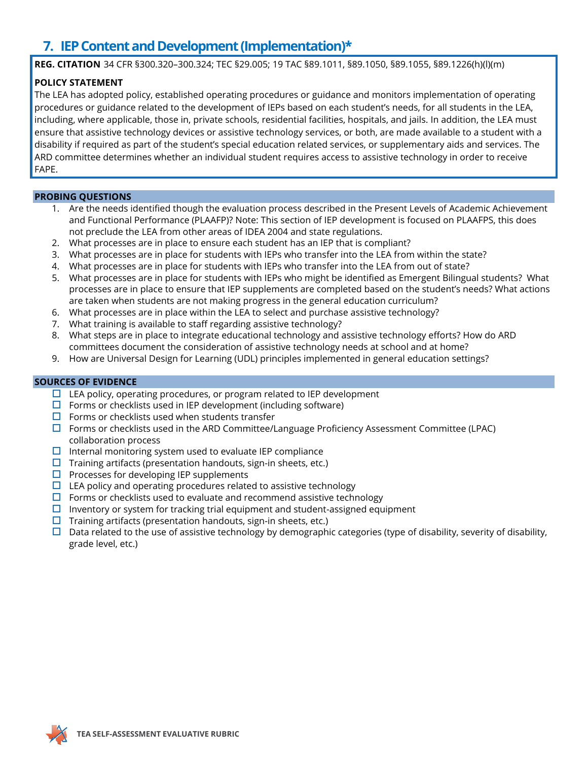## 7. IEP Content and Development (Implementation)*

**REG. CITATION** 34 CFR §300.320–300.324; TEC §29.005; 19 TAC §89.1011, §89.1050, §89.1055, §89.1226(h)(l)(m)

**POLICY STATEMENT**

The LEA has adopted policy, established operating procedures or guidance and monitors implementation of operating procedures or guidance related to the development of IEPs based on each student's needs, for all students in the LEA, including, where applicable, those in, private schools, residential facilities, hospitals, and jails. In addition, the LEA must ensure that assistive technology devices or assistive technology services, or both, are made available to a student with a disability if required as part of the student's special education related services, or supplementary aids and services. The ARD committee determines whether an individual student requires access to assistive technology in order to receive FAPE.

### PROBING QUESTIONS

1. Are the needs identified though the evaluation process described in the Present Levels of Academic Achievement and Functional Performance (PLAAFP)? Note: This section of IEP development is focused on PLAAFPS, this does not preclude the LEA from other areas of IDEA 2004 and state regulations.
2. What processes are in place to ensure each student has an IEP that is compliant?
3. What processes are in place for students with IEPs who transfer into the LEA from within the state?
4. What processes are in place for students with IEPs who transfer into the LEA from out of state?
5. What processes are in place for students with IEPs who might be identified as Emergent Bilingual students? What processes are in place to ensure that IEP supplements are completed based on the student's needs? What actions are taken when students are not making progress in the general education curriculum?
6. What processes are in place within the LEA to select and purchase assistive technology?
7. What training is available to staff regarding assistive technology?
8. What steps are in place to integrate educational technology and assistive technology efforts? How do ARD committees document the consideration of assistive technology needs at school and at home?
9. How are Universal Design for Learning (UDL) principles implemented in general education settings?

### SOURCES OF EVIDENCE

- ☐ LEA policy, operating procedures, or program related to IEP development
- ☐ Forms or checklists used in IEP development (including software)
- ☐ Forms or checklists used when students transfer
- ☐ Forms or checklists used in the ARD Committee/Language Proficiency Assessment Committee (LPAC) collaboration process
- ☐ Internal monitoring system used to evaluate IEP compliance
- ☐ Training artifacts (presentation handouts, sign-in sheets, etc.)
- ☐ Processes for developing IEP supplements
- ☐ LEA policy and operating procedures related to assistive technology
- ☐ Forms or checklists used to evaluate and recommend assistive technology
- ☐ Inventory or system for tracking trial equipment and student-assigned equipment
- ☐ Training artifacts (presentation handouts, sign-in sheets, etc.)
- ☐ Data related to the use of assistive technology by demographic categories (type of disability, severity of disability, grade level, etc.)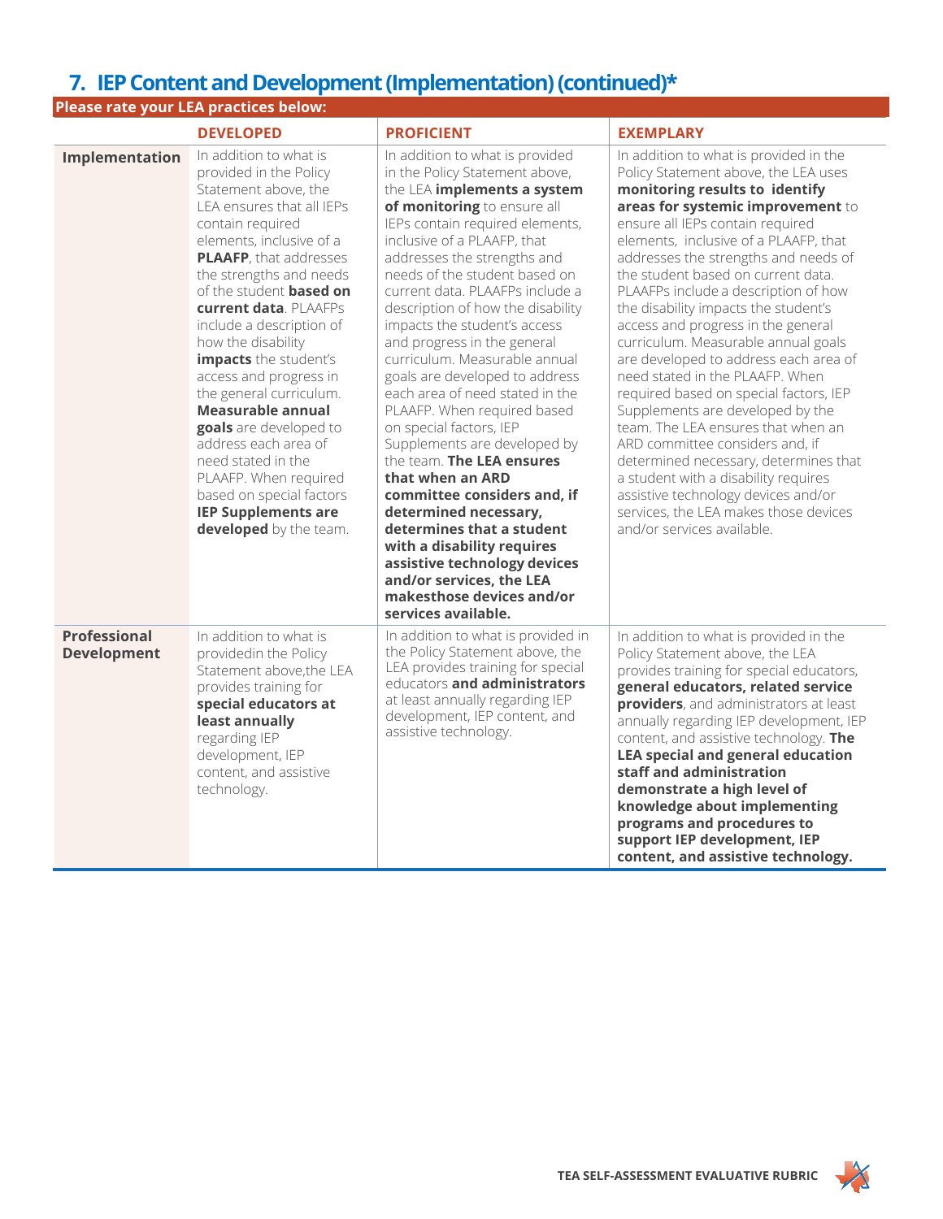## 7. IEP Content and Development (Implementation) (continued)*

| Please rate your LEA practices below: | DEVELOPED | PROFICIENT | EXEMPLARY |
|---|---|---|---|
| **Implementation** | In addition to what is provided in the Policy Statement above, the LEA ensures that all IEPs contain required elements, inclusive of a **PLAAFP**, that addresses the strengths and needs of the student **based on current data**. PLAAFPs include a description of how the disability **impacts** the student's access and progress in the general curriculum. **Measurable annual goals** are developed to address each area of need stated in the PLAAFP. When required based on special factors **IEP Supplements are developed** by the team. | In addition to what is provided in the Policy Statement above, the LEA **implements a system of monitoring** to ensure all IEPs contain required elements, inclusive of a PLAAFP, that addresses the strengths and needs of the student based on current data. PLAAFPs include a description of how the disability impacts the student's access and progress in the general curriculum. Measurable annual goals are developed to address each area of need stated in the PLAAFP. When required based on special factors, IEP Supplements are developed by the team. **The LEA ensures that when an ARD committee considers and, if determined necessary, determines that a student with a disability requires assistive technology devices and/or services, the LEA makesthose devices and/or services available.** | In addition to what is provided in the Policy Statement above, the LEA uses **monitoring results to identify areas for systemic improvement** to ensure all IEPs contain required elements, inclusive of a PLAAFP, that addresses the strengths and needs of the student based on current data. PLAAFPs include a description of how the disability impacts the student's access and progress in the general curriculum. Measurable annual goals are developed to address each area of need stated in the PLAAFP. When required based on special factors, IEP Supplements are developed by the team. The LEA ensures that when an ARD committee considers and, if determined necessary, determines that a student with a disability requires assistive technology devices and/or services, the LEA makes those devices and/or services available. |
| **Professional Development** | In addition to what is providedin the Policy Statement above,the LEA provides training for **special educators at least annually** regarding IEP development, IEP content, and assistive technology. | In addition to what is provided in the Policy Statement above, the LEA provides training for special educators **and administrators** at least annually regarding IEP development, IEP content, and assistive technology. | In addition to what is provided in the Policy Statement above, the LEA provides training for special educators, **general educators, related service providers**, and administrators at least annually regarding IEP development, IEP content, and assistive technology. **The LEA special and general education staff and administration demonstrate a high level of knowledge about implementing programs and procedures to support IEP development, IEP content, and assistive technology.** |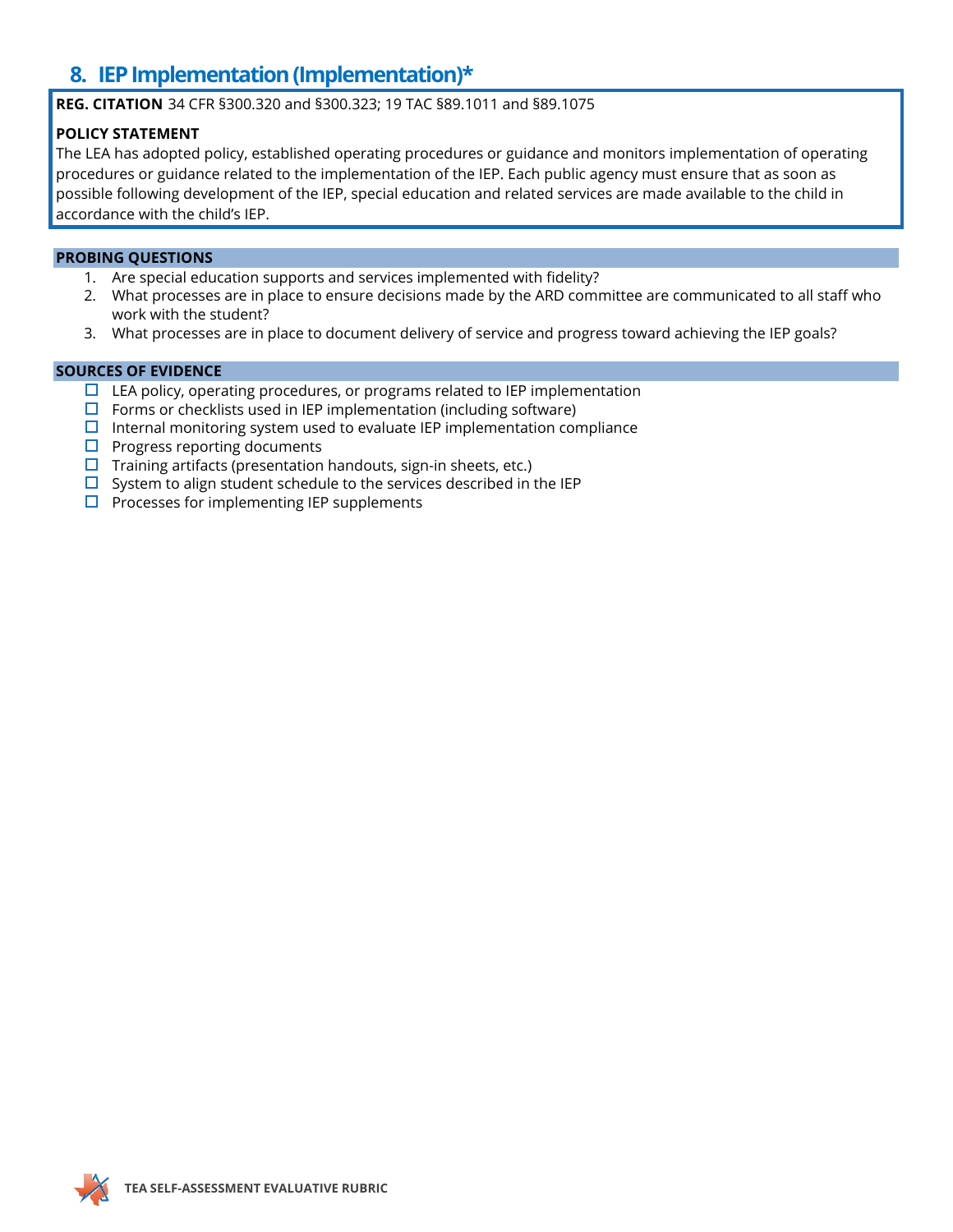## 8. IEP Implementation (Implementation)*

**REG. CITATION** 34 CFR §300.320 and §300.323; 19 TAC §89.1011 and §89.1075

**POLICY STATEMENT**

The LEA has adopted policy, established operating procedures or guidance and monitors implementation of operating procedures or guidance related to the implementation of the IEP. Each public agency must ensure that as soon as possible following development of the IEP, special education and related services are made available to the child in accordance with the child's IEP.

**PROBING QUESTIONS**

1. Are special education supports and services implemented with fidelity?
2. What processes are in place to ensure decisions made by the ARD committee are communicated to all staff who work with the student?
3. What processes are in place to document delivery of service and progress toward achieving the IEP goals?

**SOURCES OF EVIDENCE**

- ☐ LEA policy, operating procedures, or programs related to IEP implementation
- ☐ Forms or checklists used in IEP implementation (including software)
- ☐ Internal monitoring system used to evaluate IEP implementation compliance
- ☐ Progress reporting documents
- ☐ Training artifacts (presentation handouts, sign-in sheets, etc.)
- ☐ System to align student schedule to the services described in the IEP
- ☐ Processes for implementing IEP supplements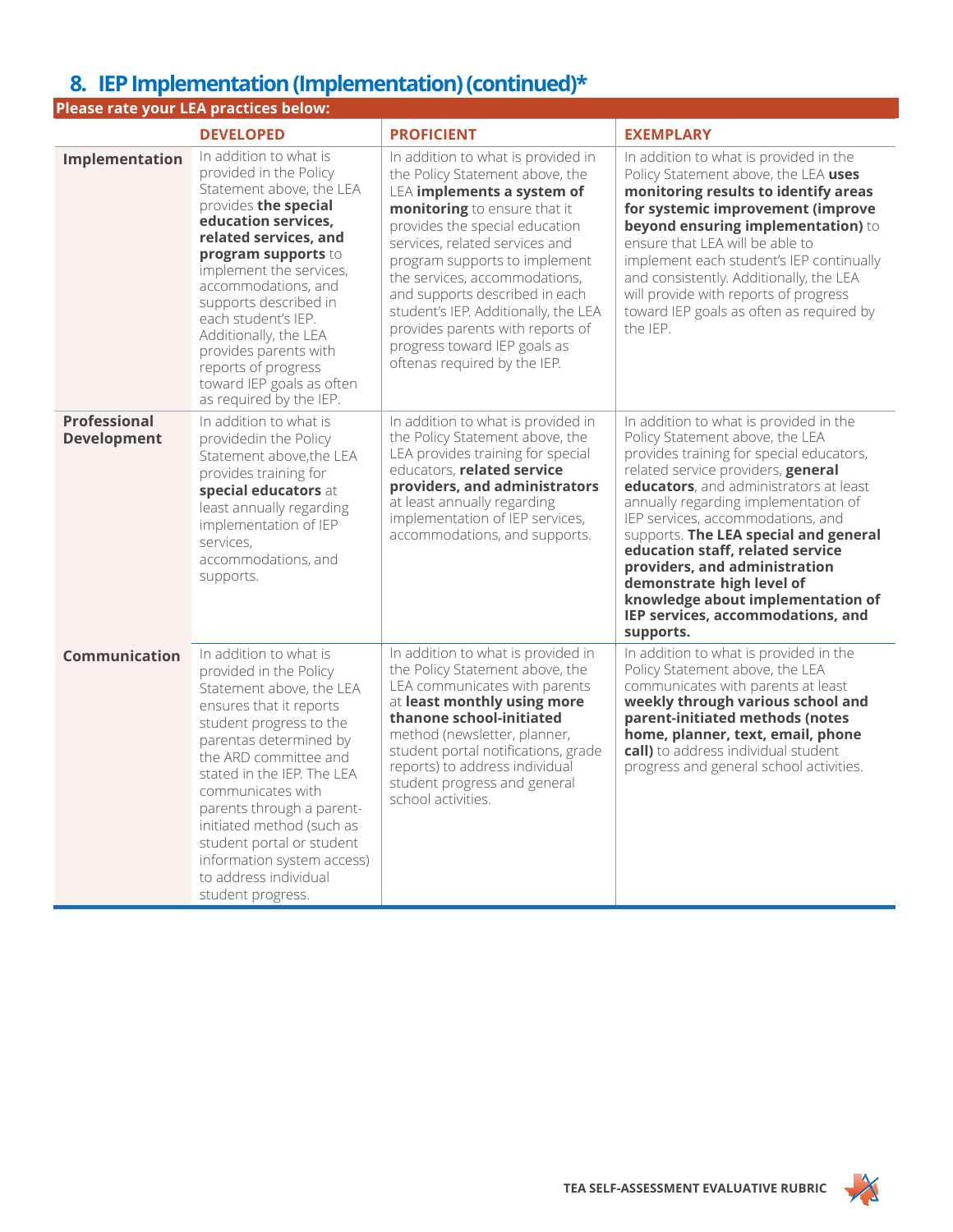## 8. IEP Implementation (Implementation) (continued)*

**Please rate your LEA practices below:**

| | DEVELOPED | PROFICIENT | EXEMPLARY |
|---|---|---|---|
| **Implementation** | In addition to what is provided in the Policy Statement above, the LEA provides **the special education services, related services, and program supports** to implement the services, accommodations, and supports described in each student's IEP. Additionally, the LEA provides parents with reports of progress toward IEP goals as often as required by the IEP. | In addition to what is provided in the Policy Statement above, the LEA **implements a system of monitoring** to ensure that it provides the special education services, related services and program supports to implement the services, accommodations, and supports described in each student's IEP. Additionally, the LEA provides parents with reports of progress toward IEP goals as oftenas required by the IEP. | In addition to what is provided in the Policy Statement above, the LEA **uses monitoring results to identify areas for systemic improvement (improve beyond ensuring implementation)** to ensure that LEA will be able to implement each student's IEP continually and consistently. Additionally, the LEA will provide with reports of progress toward IEP goals as often as required by the IEP. |
| **Professional Development** | In addition to what is providedin the Policy Statement above,the LEA provides training for **special educators** at least annually regarding implementation of IEP services, accommodations, and supports. | In addition to what is provided in the Policy Statement above, the LEA provides training for special educators, **related service providers, and administrators** at least annually regarding implementation of IEP services, accommodations, and supports. | In addition to what is provided in the Policy Statement above, the LEA provides training for special educators, related service providers, **general educators**, and administrators at least annually regarding implementation of IEP services, accommodations, and supports. **The LEA special and general education staff, related service providers, and administration demonstrate high level of knowledge about implementation of IEP services, accommodations, and supports.** |
| **Communication** | In addition to what is provided in the Policy Statement above, the LEA ensures that it reports student progress to the parentas determined by the ARD committee and stated in the IEP. The LEA communicates with parents through a parent-initiated method (such as student portal or student information system access) to address individual student progress. | In addition to what is provided in the Policy Statement above, the LEA communicates with parents at **least monthly using more thanone school-initiated** method (newsletter, planner, student portal notifications, grade reports) to address individual student progress and general school activities. | In addition to what is provided in the Policy Statement above, the LEA communicates with parents at least **weekly through various school and parent-initiated methods (notes home, planner, text, email, phone call)** to address individual student progress and general school activities. |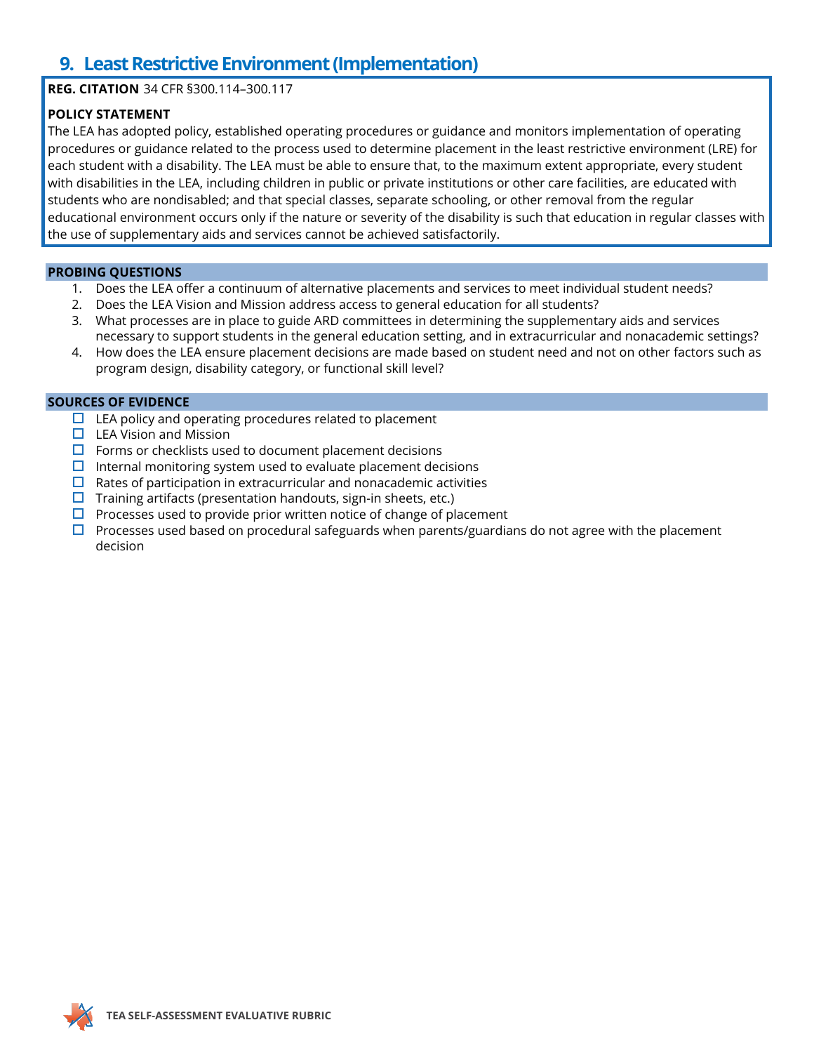## 9. Least Restrictive Environment (Implementation)

**REG. CITATION** 34 CFR §300.114–300.117

**POLICY STATEMENT**
The LEA has adopted policy, established operating procedures or guidance and monitors implementation of operating procedures or guidance related to the process used to determine placement in the least restrictive environment (LRE) for each student with a disability. The LEA must be able to ensure that, to the maximum extent appropriate, every student with disabilities in the LEA, including children in public or private institutions or other care facilities, are educated with students who are nondisabled; and that special classes, separate schooling, or other removal from the regular educational environment occurs only if the nature or severity of the disability is such that education in regular classes with the use of supplementary aids and services cannot be achieved satisfactorily.

**PROBING QUESTIONS**

1. Does the LEA offer a continuum of alternative placements and services to meet individual student needs?
2. Does the LEA Vision and Mission address access to general education for all students?
3. What processes are in place to guide ARD committees in determining the supplementary aids and services necessary to support students in the general education setting, and in extracurricular and nonacademic settings?
4. How does the LEA ensure placement decisions are made based on student need and not on other factors such as program design, disability category, or functional skill level?

**SOURCES OF EVIDENCE**

- ☐ LEA policy and operating procedures related to placement
- ☐ LEA Vision and Mission
- ☐ Forms or checklists used to document placement decisions
- ☐ Internal monitoring system used to evaluate placement decisions
- ☐ Rates of participation in extracurricular and nonacademic activities
- ☐ Training artifacts (presentation handouts, sign-in sheets, etc.)
- ☐ Processes used to provide prior written notice of change of placement
- ☐ Processes used based on procedural safeguards when parents/guardians do not agree with the placement decision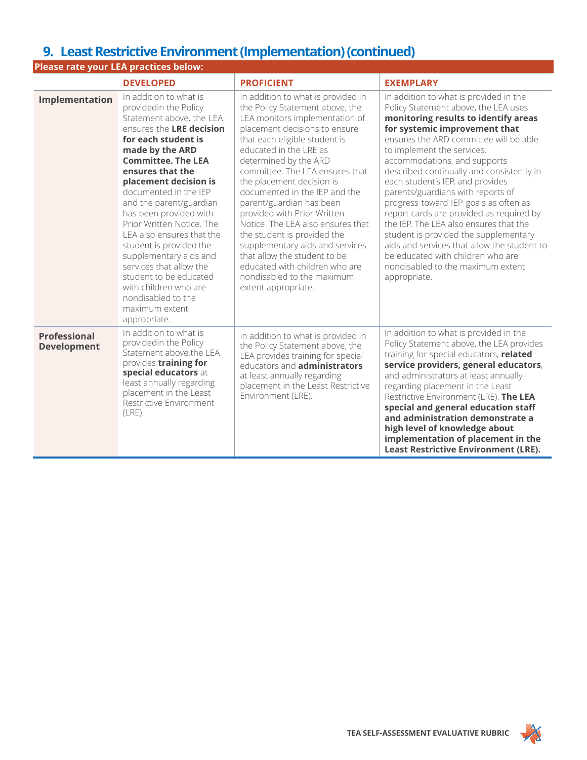## 9. Least Restrictive Environment (Implementation) (continued)

**Please rate your LEA practices below:**

| | DEVELOPED | PROFICIENT | EXEMPLARY |
|---|---|---|---|
| **Implementation** | In addition to what is providedin the Policy Statement above, the LEA ensures the **LRE decision for each student is made by the ARD Committee. The LEA ensures that the placement decision is** documented in the IEP and the parent/guardian has been provided with Prior Written Notice. The LEA also ensures that the student is provided the supplementary aids and services that allow the student to be educated with children who are nondisabled to the maximum extent appropriate. | In addition to what is provided in the Policy Statement above, the LEA monitors implementation of placement decisions to ensure that each eligible student is educated in the LRE as determined by the ARD committee. The LEA ensures that the placement decision is documented in the IEP and the parent/guardian has been provided with Prior Written Notice. The LEA also ensures that the student is provided the supplementary aids and services that allow the student to be educated with children who are nondisabled to the maximum extent appropriate. | In addition to what is provided in the Policy Statement above, the LEA uses **monitoring results to identify areas for systemic improvement that** ensures the ARD committee will be able to implement the services, accommodations, and supports described continually and consistently in each student's IEP, and provides parents/guardians with reports of progress toward IEP goals as often as report cards are provided as required by the IEP. The LEA also ensures that the student is provided the supplementary aids and services that allow the student to be educated with children who are nondisabled to the maximum extent appropriate. |
| **Professional Development** | In addition to what is providedin the Policy Statement above,the LEA provides **training for special educators** at least annually regarding placement in the Least Restrictive Environment (LRE). | In addition to what is provided in the Policy Statement above, the LEA provides training for special educators and **administrators** at least annually regarding placement in the Least Restrictive Environment (LRE). | In addition to what is provided in the Policy Statement above, the LEA provides training for special educators, **related service providers, general educators**, and administrators at least annually regarding placement in the Least Restrictive Environment (LRE). **The LEA special and general education staff and administration demonstrate a high level of knowledge about implementation of placement in the Least Restrictive Environment (LRE).** |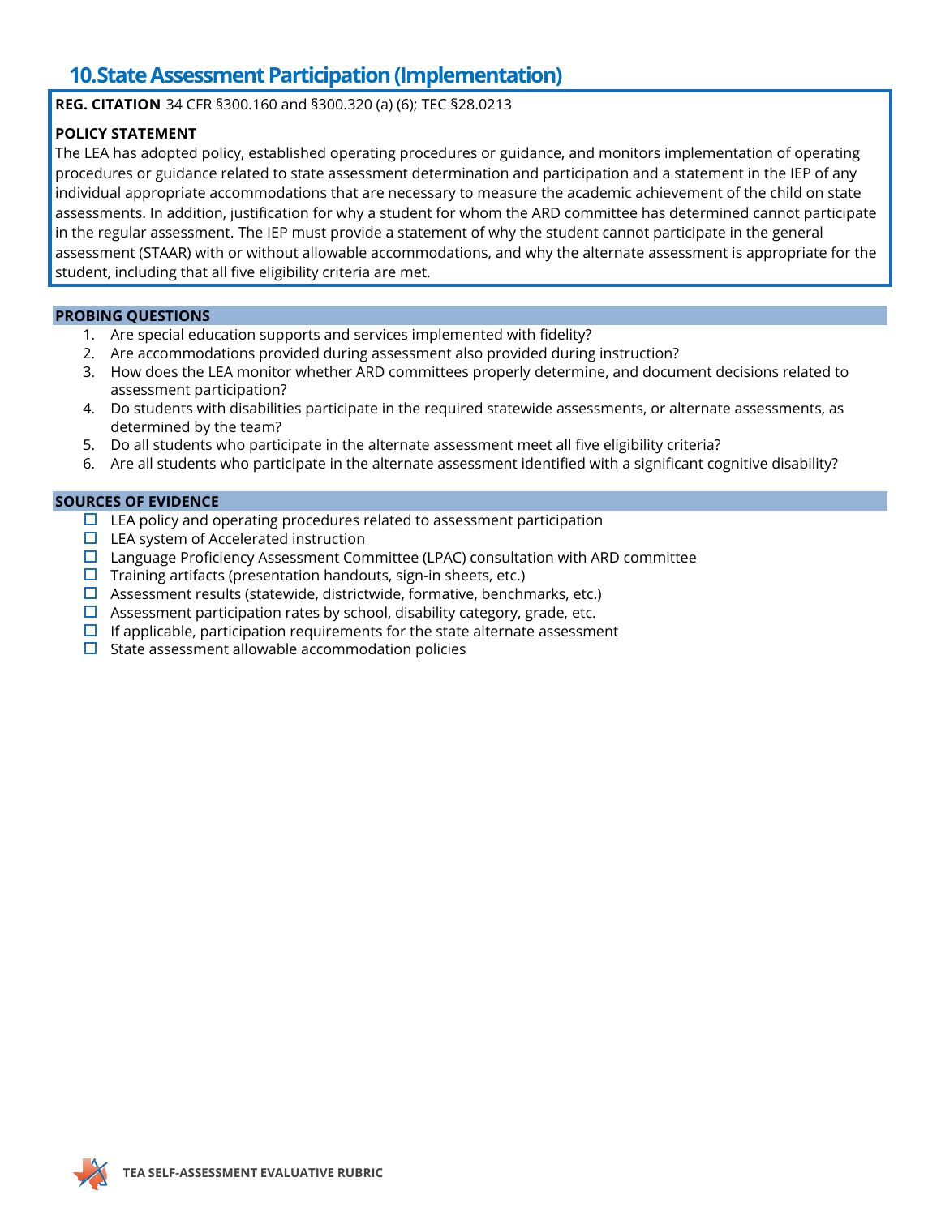## 10.State Assessment Participation (Implementation)

**REG. CITATION** 34 CFR §300.160 and §300.320 (a) (6); TEC §28.0213

**POLICY STATEMENT**

The LEA has adopted policy, established operating procedures or guidance, and monitors implementation of operating procedures or guidance related to state assessment determination and participation and a statement in the IEP of any individual appropriate accommodations that are necessary to measure the academic achievement of the child on state assessments. In addition, justification for why a student for whom the ARD committee has determined cannot participate in the regular assessment. The IEP must provide a statement of why the student cannot participate in the general assessment (STAAR) with or without allowable accommodations, and why the alternate assessment is appropriate for the student, including that all five eligibility criteria are met.

### PROBING QUESTIONS

1. Are special education supports and services implemented with fidelity?
2. Are accommodations provided during assessment also provided during instruction?
3. How does the LEA monitor whether ARD committees properly determine, and document decisions related to assessment participation?
4. Do students with disabilities participate in the required statewide assessments, or alternate assessments, as determined by the team?
5. Do all students who participate in the alternate assessment meet all five eligibility criteria?
6. Are all students who participate in the alternate assessment identified with a significant cognitive disability?

### SOURCES OF EVIDENCE

- ☐ LEA policy and operating procedures related to assessment participation
- ☐ LEA system of Accelerated instruction
- ☐ Language Proficiency Assessment Committee (LPAC) consultation with ARD committee
- ☐ Training artifacts (presentation handouts, sign-in sheets, etc.)
- ☐ Assessment results (statewide, districtwide, formative, benchmarks, etc.)
- ☐ Assessment participation rates by school, disability category, grade, etc.
- ☐ If applicable, participation requirements for the state alternate assessment
- ☐ State assessment allowable accommodation policies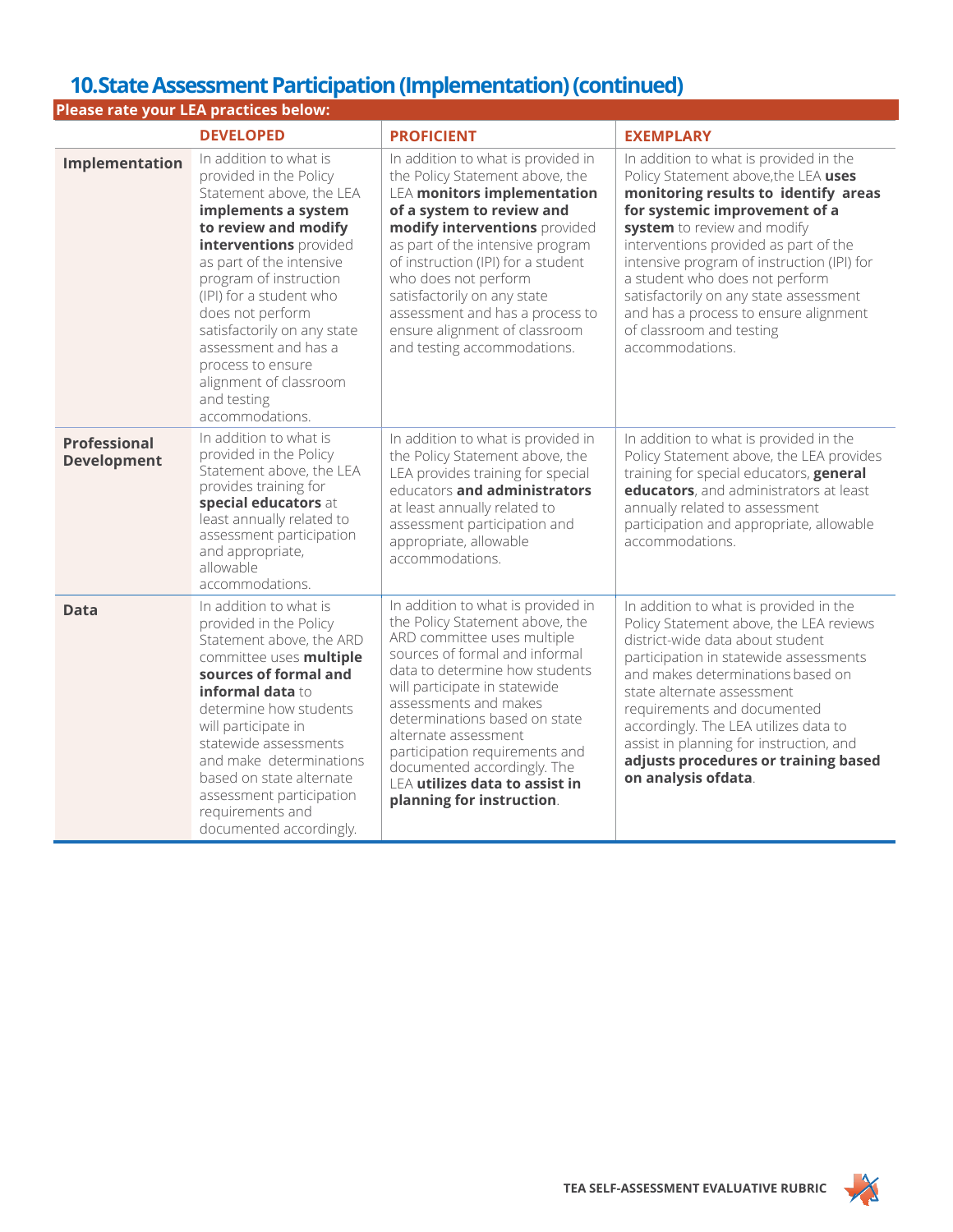## 10.State Assessment Participation (Implementation) (continued)

| Please rate your LEA practices below: | DEVELOPED | PROFICIENT | EXEMPLARY |
|---|---|---|---|
| **Implementation** | In addition to what is provided in the Policy Statement above, the LEA **implements a system to review and modify interventions** provided as part of the intensive program of instruction (IPI) for a student who does not perform satisfactorily on any state assessment and has a process to ensure alignment of classroom and testing accommodations. | In addition to what is provided in the Policy Statement above, the LEA **monitors implementation of a system to review and modify interventions** provided as part of the intensive program of instruction (IPI) for a student who does not perform satisfactorily on any state assessment and has a process to ensure alignment of classroom and testing accommodations. | In addition to what is provided in the Policy Statement above,the LEA **uses monitoring results to identify areas for systemic improvement of a system** to review and modify interventions provided as part of the intensive program of instruction (IPI) for a student who does not perform satisfactorily on any state assessment and has a process to ensure alignment of classroom and testing accommodations. |
| **Professional Development** | In addition to what is provided in the Policy Statement above, the LEA provides training for **special educators** at least annually related to assessment participation and appropriate, allowable accommodations. | In addition to what is provided in the Policy Statement above, the LEA provides training for special educators **and administrators** at least annually related to assessment participation and appropriate, allowable accommodations. | In addition to what is provided in the Policy Statement above, the LEA provides training for special educators, **general educators**, and administrators at least annually related to assessment participation and appropriate, allowable accommodations. |
| **Data** | In addition to what is provided in the Policy Statement above, the ARD committee uses **multiple sources of formal and informal data** to determine how students will participate in statewide assessments and make determinations based on state alternate assessment participation requirements and documented accordingly. | In addition to what is provided in the Policy Statement above, the ARD committee uses multiple sources of formal and informal data to determine how students will participate in statewide assessments and makes determinations based on state alternate assessment participation requirements and documented accordingly. The LEA **utilizes data to assist in planning for instruction**. | In addition to what is provided in the Policy Statement above, the LEA reviews district-wide data about student participation in statewide assessments and makes determinations based on state alternate assessment requirements and documented accordingly. The LEA utilizes data to assist in planning for instruction, and **adjusts procedures or training based on analysis ofdata**. |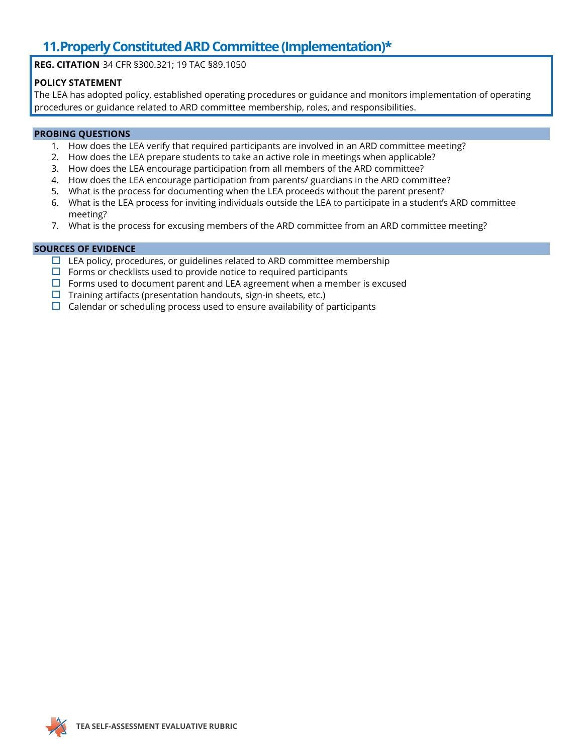## 11. Properly Constituted ARD Committee (Implementation)*

**REG. CITATION** 34 CFR §300.321; 19 TAC §89.1050

**POLICY STATEMENT**
The LEA has adopted policy, established operating procedures or guidance and monitors implementation of operating procedures or guidance related to ARD committee membership, roles, and responsibilities.

**PROBING QUESTIONS**

1. How does the LEA verify that required participants are involved in an ARD committee meeting?
2. How does the LEA prepare students to take an active role in meetings when applicable?
3. How does the LEA encourage participation from all members of the ARD committee?
4. How does the LEA encourage participation from parents/ guardians in the ARD committee?
5. What is the process for documenting when the LEA proceeds without the parent present?
6. What is the LEA process for inviting individuals outside the LEA to participate in a student's ARD committee meeting?
7. What is the process for excusing members of the ARD committee from an ARD committee meeting?

**SOURCES OF EVIDENCE**

- ☐ LEA policy, procedures, or guidelines related to ARD committee membership
- ☐ Forms or checklists used to provide notice to required participants
- ☐ Forms used to document parent and LEA agreement when a member is excused
- ☐ Training artifacts (presentation handouts, sign-in sheets, etc.)
- ☐ Calendar or scheduling process used to ensure availability of participants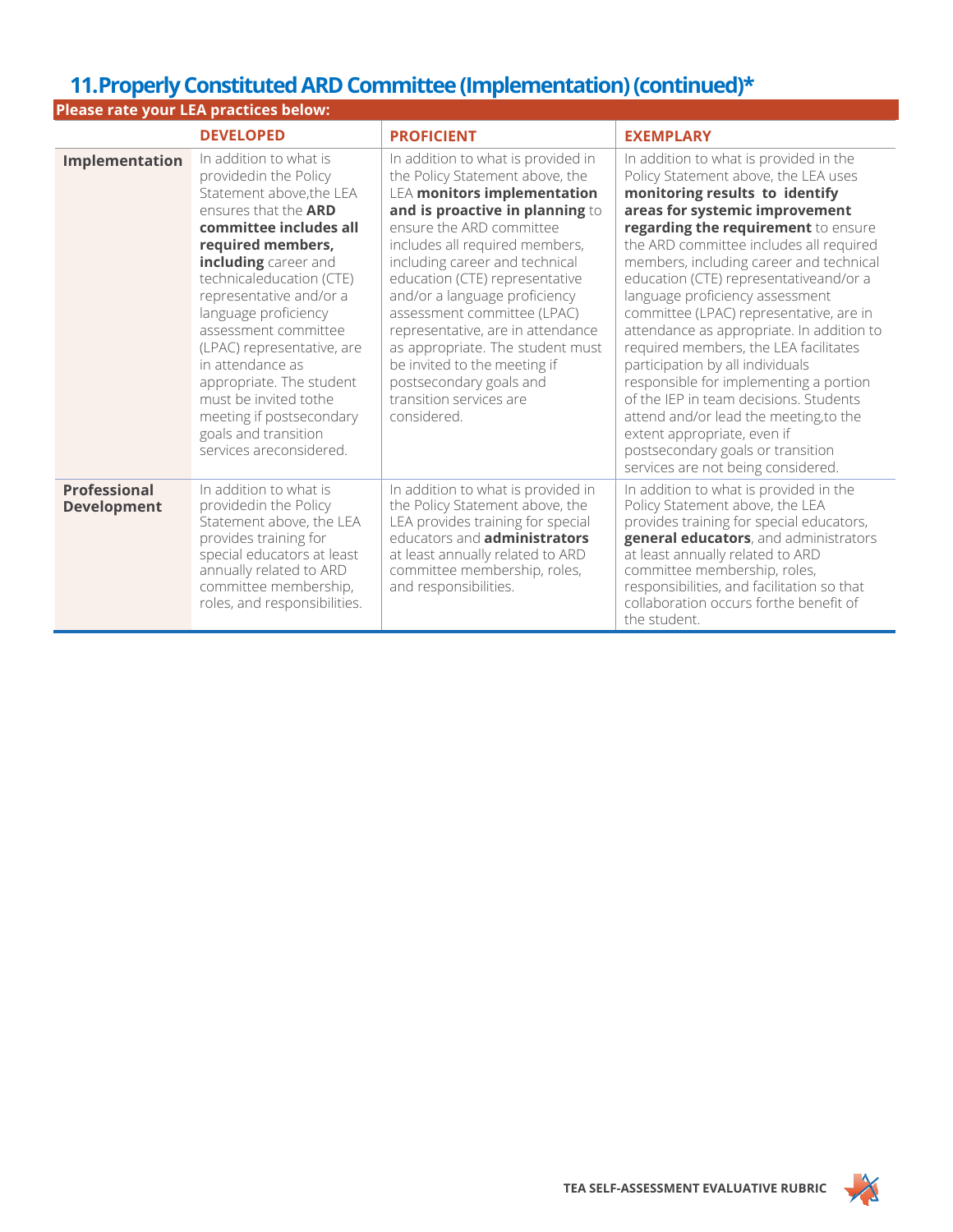## 11. Properly Constituted ARD Committee (Implementation) (continued)*

**Please rate your LEA practices below:**

| | DEVELOPED | PROFICIENT | EXEMPLARY |
|---|---|---|---|
| **Implementation** | In addition to what is providedin the Policy Statement above,the LEA ensures that the **ARD committee includes all required members, including** career and technicaleducation (CTE) representative and/or a language proficiency assessment committee (LPAC) representative, are in attendance as appropriate. The student must be invited tothe meeting if postsecondary goals and transition services areconsidered. | In addition to what is provided in the Policy Statement above, the LEA **monitors implementation and is proactive in planning** to ensure the ARD committee includes all required members, including career and technical education (CTE) representative and/or a language proficiency assessment committee (LPAC) representative, are in attendance as appropriate. The student must be invited to the meeting if postsecondary goals and transition services are considered. | In addition to what is provided in the Policy Statement above, the LEA uses **monitoring results to identify areas for systemic improvement regarding the requirement** to ensure the ARD committee includes all required members, including career and technical education (CTE) representativeand/or a language proficiency assessment committee (LPAC) representative, are in attendance as appropriate. In addition to required members, the LEA facilitates participation by all individuals responsible for implementing a portion of the IEP in team decisions. Students attend and/or lead the meeting,to the extent appropriate, even if postsecondary goals or transition services are not being considered. |
| **Professional Development** | In addition to what is providedin the Policy Statement above, the LEA provides training for special educators at least annually related to ARD committee membership, roles, and responsibilities. | In addition to what is provided in the Policy Statement above, the LEA provides training for special educators and **administrators** at least annually related to ARD committee membership, roles, and responsibilities. | In addition to what is provided in the Policy Statement above, the LEA provides training for special educators, **general educators**, and administrators at least annually related to ARD committee membership, roles, responsibilities, and facilitation so that collaboration occurs forthe benefit of the student. |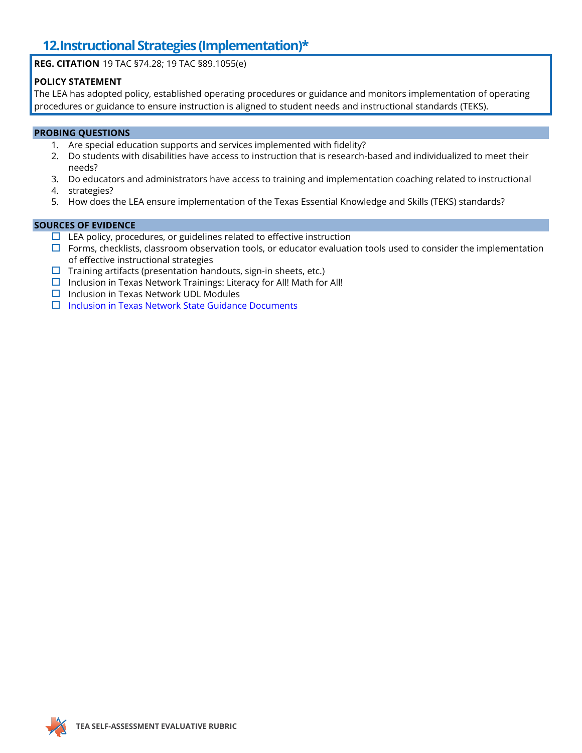## 12. Instructional Strategies (Implementation)*

**REG. CITATION** 19 TAC §74.28; 19 TAC §89.1055(e)

**POLICY STATEMENT**
The LEA has adopted policy, established operating procedures or guidance and monitors implementation of operating procedures or guidance to ensure instruction is aligned to student needs and instructional standards (TEKS).

**PROBING QUESTIONS**

1. Are special education supports and services implemented with fidelity?
2. Do students with disabilities have access to instruction that is research-based and individualized to meet their needs?
3. Do educators and administrators have access to training and implementation coaching related to instructional
4. strategies?
5. How does the LEA ensure implementation of the Texas Essential Knowledge and Skills (TEKS) standards?

**SOURCES OF EVIDENCE**

- ☐ LEA policy, procedures, or guidelines related to effective instruction
- ☐ Forms, checklists, classroom observation tools, or educator evaluation tools used to consider the implementation of effective instructional strategies
- ☐ Training artifacts (presentation handouts, sign-in sheets, etc.)
- ☐ Inclusion in Texas Network Trainings: Literacy for All! Math for All!
- ☐ Inclusion in Texas Network UDL Modules
- ☐ Inclusion in Texas Network State Guidance Documents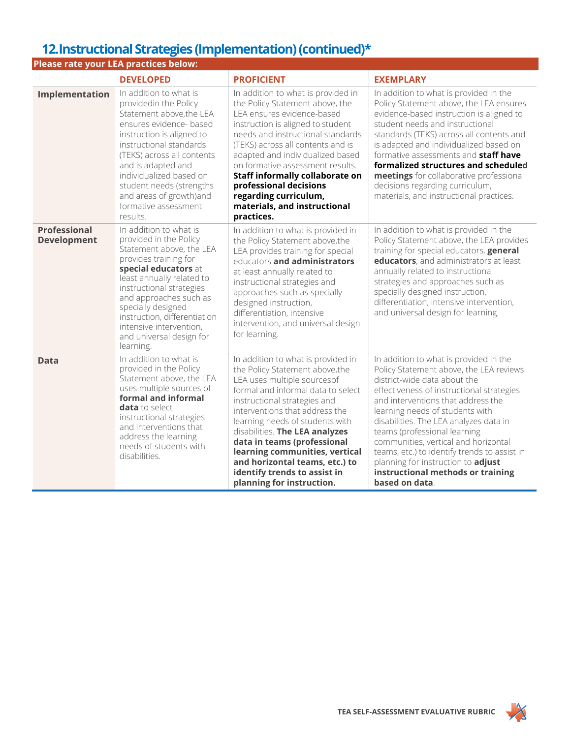## 12.Instructional Strategies (Implementation) (continued)*

**Please rate your LEA practices below:**

| | DEVELOPED | PROFICIENT | EXEMPLARY |
|---|---|---|---|
| **Implementation** | In addition to what is providedin the Policy Statement above,the LEA ensures evidence- based instruction is aligned to instructional standards (TEKS) across all contents and is adapted and individualized based on student needs (strengths and areas of growth)and formative assessment results. | In addition to what is provided in the Policy Statement above, the LEA ensures evidence-based instruction is aligned to student needs and instructional standards (TEKS) across all contents and is adapted and individualized based on formative assessment results. **Staff informally collaborate on professional decisions regarding curriculum, materials, and instructional practices.** | In addition to what is provided in the Policy Statement above, the LEA ensures evidence-based instruction is aligned to student needs and instructional standards (TEKS) across all contents and is adapted and individualized based on formative assessments and **staff have formalized structures and scheduled meetings** for collaborative professional decisions regarding curriculum, materials, and instructional practices. |
| **Professional Development** | In addition to what is provided in the Policy Statement above, the LEA provides training for **special educators** at least annually related to instructional strategies and approaches such as specially designed instruction, differentiation intensive intervention, and universal design for learning. | In addition to what is provided in the Policy Statement above,the LEA provides training for special educators **and administrators** at least annually related to instructional strategies and approaches such as specially designed instruction, differentiation, intensive intervention, and universal design for learning. | In addition to what is provided in the Policy Statement above, the LEA provides training for special educators, **general educators**, and administrators at least annually related to instructional strategies and approaches such as specially designed instruction, differentiation, intensive intervention, and universal design for learning. |
| **Data** | In addition to what is provided in the Policy Statement above, the LEA uses multiple sources of **formal and informal data** to select instructional strategies and interventions that address the learning needs of students with disabilities. | In addition to what is provided in the Policy Statement above,the LEA uses multiple sourcesof formal and informal data to select instructional strategies and interventions that address the learning needs of students with disabilities. **The LEA analyzes data in teams (professional learning communities, vertical and horizontal teams, etc.) to identify trends to assist in planning for instruction.** | In addition to what is provided in the Policy Statement above, the LEA reviews district-wide data about the effectiveness of instructional strategies and interventions that address the learning needs of students with disabilities. The LEA analyzes data in teams (professional learning communities, vertical and horizontal teams, etc.) to identify trends to assist in planning for instruction to **adjust instructional methods or training based on data**. |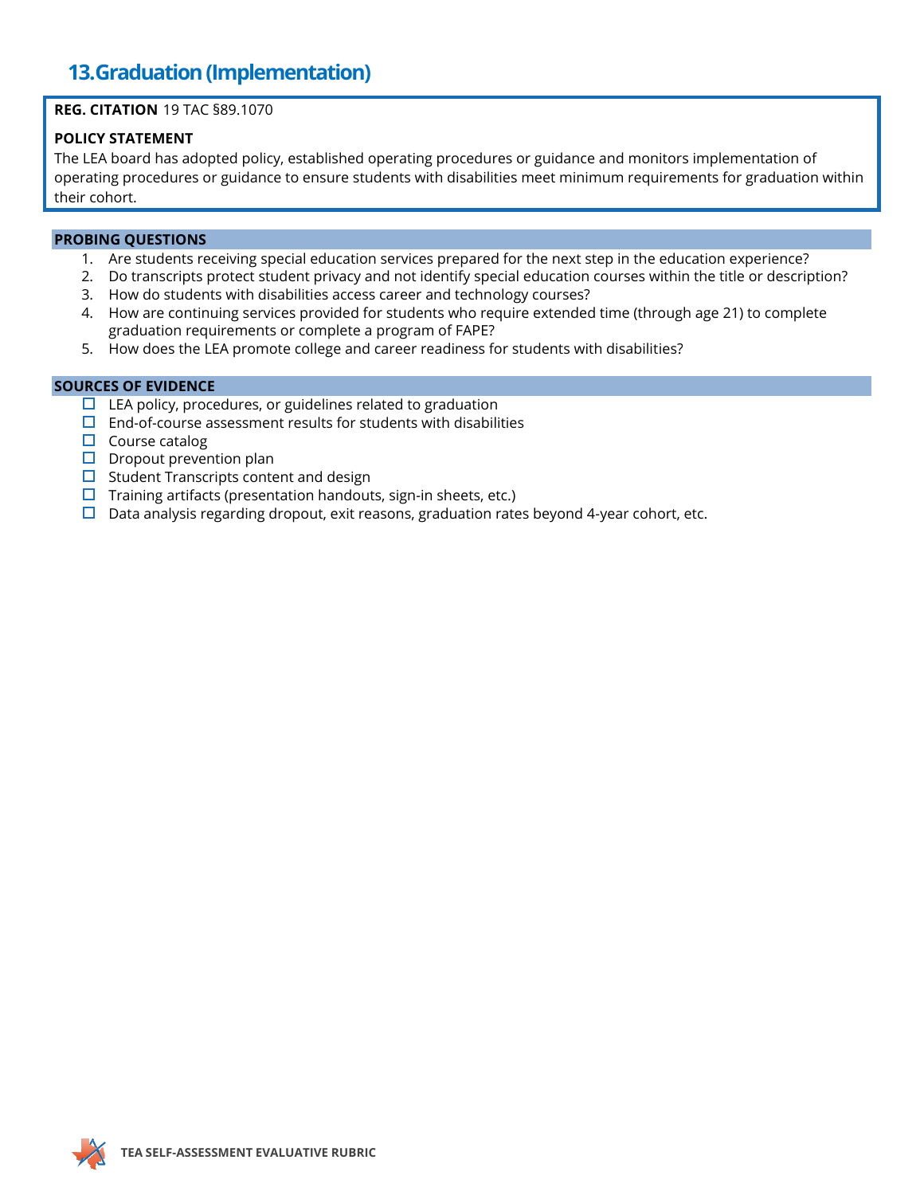## 13. Graduation (Implementation)

**REG. CITATION** 19 TAC §89.1070

**POLICY STATEMENT**

The LEA board has adopted policy, established operating procedures or guidance and monitors implementation of operating procedures or guidance to ensure students with disabilities meet minimum requirements for graduation within their cohort.

### PROBING QUESTIONS

1. Are students receiving special education services prepared for the next step in the education experience?
2. Do transcripts protect student privacy and not identify special education courses within the title or description?
3. How do students with disabilities access career and technology courses?
4. How are continuing services provided for students who require extended time (through age 21) to complete graduation requirements or complete a program of FAPE?
5. How does the LEA promote college and career readiness for students with disabilities?

### SOURCES OF EVIDENCE

- ☐ LEA policy, procedures, or guidelines related to graduation
- ☐ End-of-course assessment results for students with disabilities
- ☐ Course catalog
- ☐ Dropout prevention plan
- ☐ Student Transcripts content and design
- ☐ Training artifacts (presentation handouts, sign-in sheets, etc.)
- ☐ Data analysis regarding dropout, exit reasons, graduation rates beyond 4-year cohort, etc.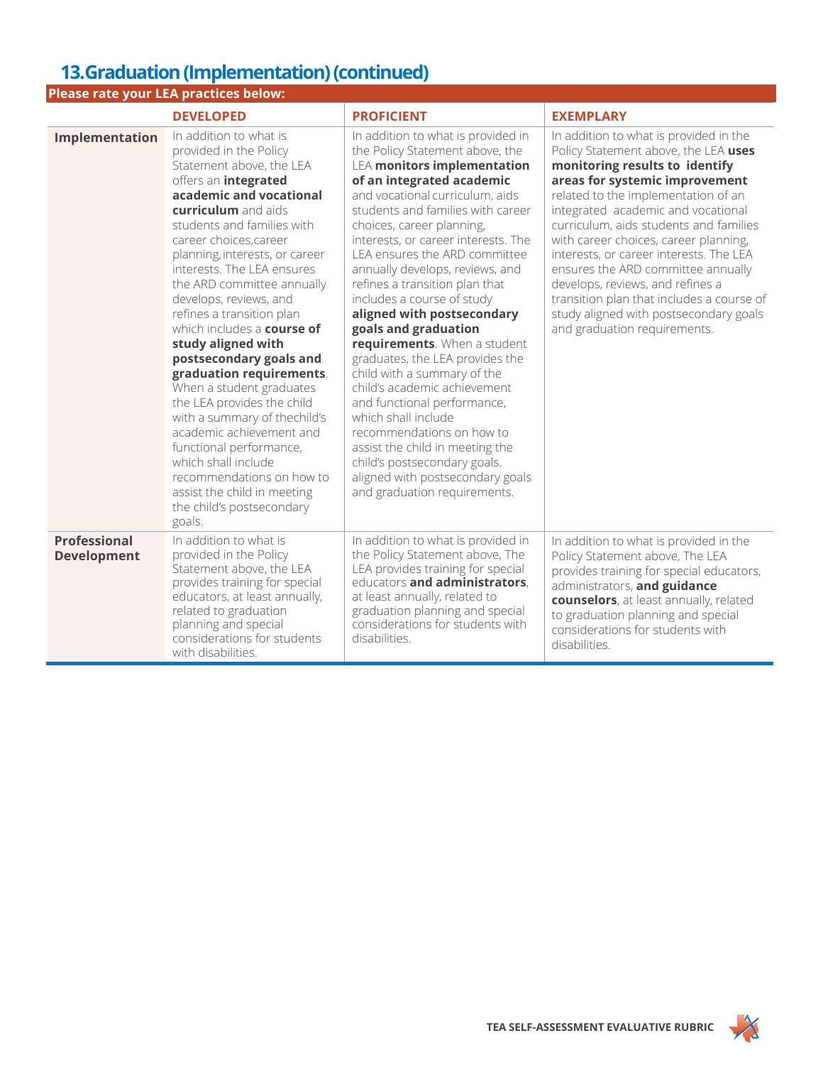## 13. Graduation (Implementation) (continued)

**Please rate your LEA practices below:**

| | DEVELOPED | PROFICIENT | EXEMPLARY |
|---|---|---|---|
| **Implementation** | In addition to what is provided in the Policy Statement above, the LEA offers an **integrated academic and vocational curriculum** and aids students and families with career choices,career planning,interests, or career interests. The LEA ensures the ARD committee annually develops, reviews, and refines a transition plan which includes a **course of study aligned with postsecondary goals and graduation requirements**. When a student graduates the LEA provides the child with a summary of thechild's academic achievement and functional performance, which shall include recommendations on how to assist the child in meeting the child's postsecondary goals. | In addition to what is provided in the Policy Statement above, the LEA **monitors implementation of an integrated academic** and vocational curriculum, aids students and families with career choices, career planning, interests, or career interests. The LEA ensures the ARD committee annually develops, reviews, and refines a transition plan that includes a course of study **aligned with postsecondary goals and graduation requirements**. When a student graduates, the LEA provides the child with a summary of the child's academic achievement and functional performance, which shall include recommendations on how to assist the child in meeting the child's postsecondary goals. aligned with postsecondary goals and graduation requirements. | In addition to what is provided in the Policy Statement above, the LEA **uses monitoring results to identify areas for systemic improvement** related to the implementation of an integrated academic and vocational curriculum, aids students and families with career choices, career planning, interests, or career interests. The LEA ensures the ARD committee annually develops, reviews, and refines a transition plan that includes a course of study aligned with postsecondary goals and graduation requirements. |
| **Professional Development** | In addition to what is provided in the Policy Statement above, the LEA provides training for special educators, at least annually, related to graduation planning and special considerations for students with disabilities. | In addition to what is provided in the Policy Statement above, The LEA provides training for special educators **and administrators**, at least annually, related to graduation planning and special considerations for students with disabilities. | In addition to what is provided in the Policy Statement above, The LEA provides training for special educators, administrators, **and guidance counselors**, at least annually, related to graduation planning and special considerations for students with disabilities. |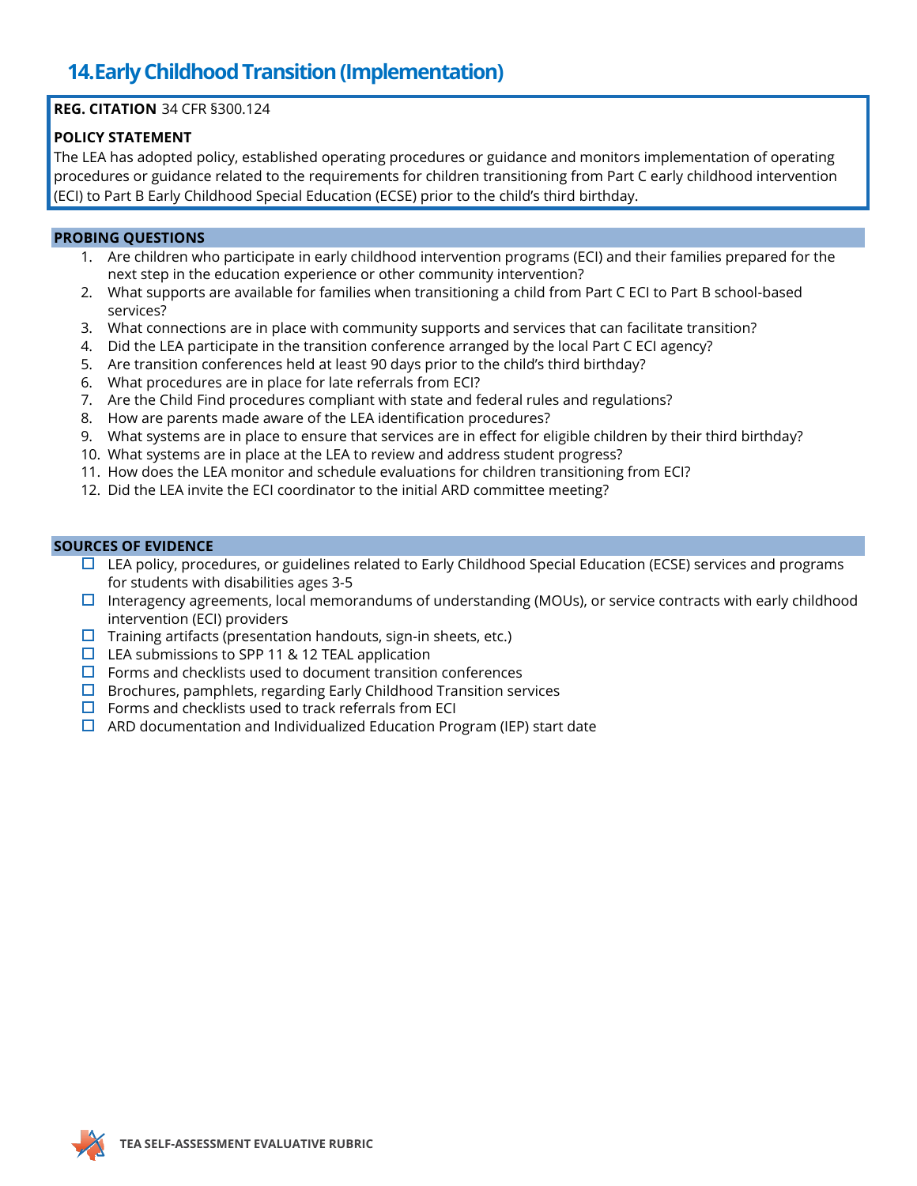## 14. Early Childhood Transition (Implementation)

**REG. CITATION** 34 CFR §300.124

**POLICY STATEMENT**

The LEA has adopted policy, established operating procedures or guidance and monitors implementation of operating procedures or guidance related to the requirements for children transitioning from Part C early childhood intervention (ECI) to Part B Early Childhood Special Education (ECSE) prior to the child's third birthday.

### PROBING QUESTIONS

1. Are children who participate in early childhood intervention programs (ECI) and their families prepared for the next step in the education experience or other community intervention?
2. What supports are available for families when transitioning a child from Part C ECI to Part B school-based services?
3. What connections are in place with community supports and services that can facilitate transition?
4. Did the LEA participate in the transition conference arranged by the local Part C ECI agency?
5. Are transition conferences held at least 90 days prior to the child's third birthday?
6. What procedures are in place for late referrals from ECI?
7. Are the Child Find procedures compliant with state and federal rules and regulations?
8. How are parents made aware of the LEA identification procedures?
9. What systems are in place to ensure that services are in effect for eligible children by their third birthday?
10. What systems are in place at the LEA to review and address student progress?
11. How does the LEA monitor and schedule evaluations for children transitioning from ECI?
12. Did the LEA invite the ECI coordinator to the initial ARD committee meeting?

### SOURCES OF EVIDENCE

- ☐ LEA policy, procedures, or guidelines related to Early Childhood Special Education (ECSE) services and programs for students with disabilities ages 3-5
- ☐ Interagency agreements, local memorandums of understanding (MOUs), or service contracts with early childhood intervention (ECI) providers
- ☐ Training artifacts (presentation handouts, sign-in sheets, etc.)
- ☐ LEA submissions to SPP 11 & 12 TEAL application
- ☐ Forms and checklists used to document transition conferences
- ☐ Brochures, pamphlets, regarding Early Childhood Transition services
- ☐ Forms and checklists used to track referrals from ECI
- ☐ ARD documentation and Individualized Education Program (IEP) start date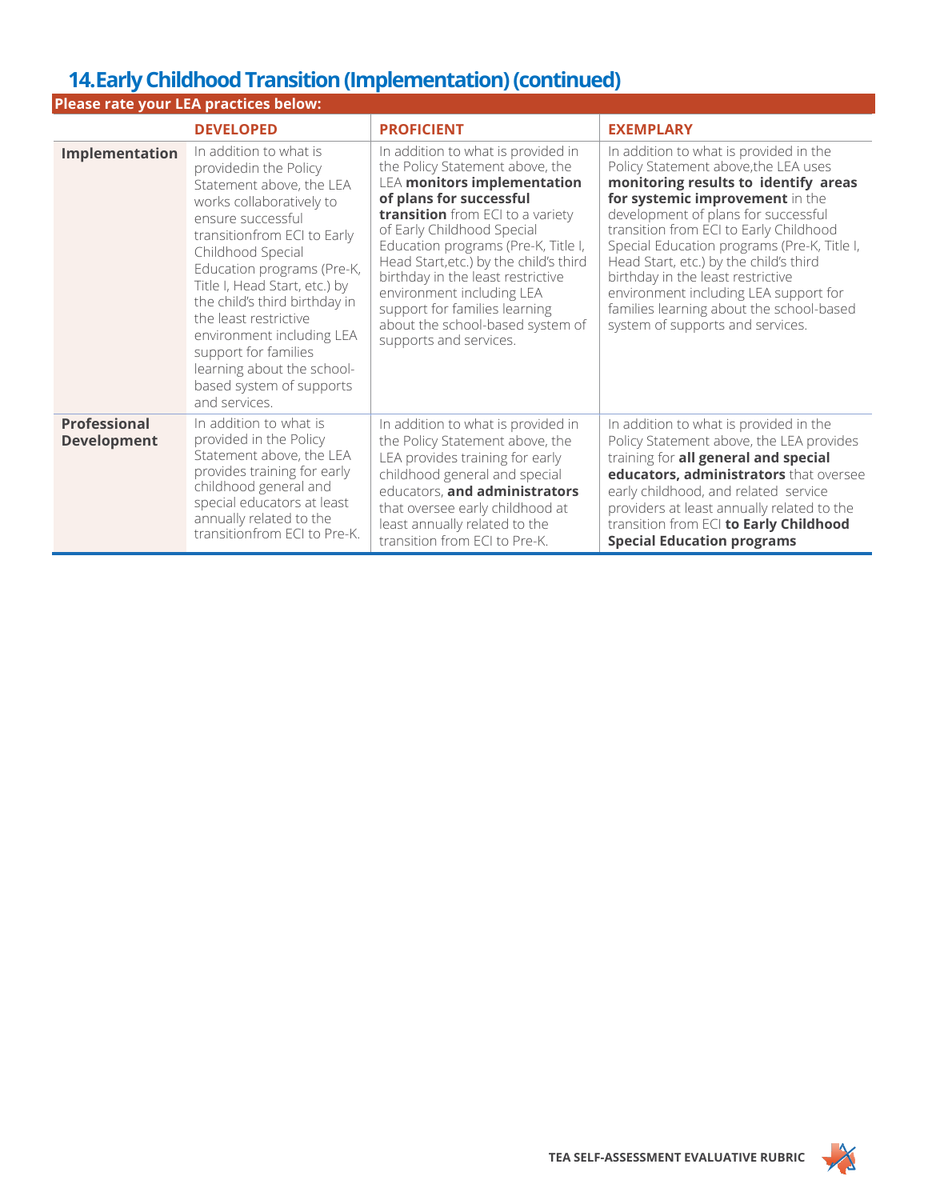## 14. Early Childhood Transition (Implementation) (continued)

**Please rate your LEA practices below:**

| | DEVELOPED | PROFICIENT | EXEMPLARY |
|---|---|---|---|
| **Implementation** | In addition to what is providedin the Policy Statement above, the LEA works collaboratively to ensure successful transitionfrom ECI to Early Childhood Special Education programs (Pre-K, Title I, Head Start, etc.) by the child's third birthday in the least restrictive environment including LEA support for families learning about the school-based system of supports and services. | In addition to what is provided in the Policy Statement above, the LEA **monitors implementation of plans for successful transition** from ECI to a variety of Early Childhood Special Education programs (Pre-K, Title I, Head Start,etc.) by the child's third birthday in the least restrictive environment including LEA support for families learning about the school-based system of supports and services. | In addition to what is provided in the Policy Statement above,the LEA uses **monitoring results to identify areas for systemic improvement** in the development of plans for successful transition from ECI to Early Childhood Special Education programs (Pre-K, Title I, Head Start, etc.) by the child's third birthday in the least restrictive environment including LEA support for families learning about the school-based system of supports and services. |
| **Professional Development** | In addition to what is provided in the Policy Statement above, the LEA provides training for early childhood general and special educators at least annually related to the transitionfrom ECI to Pre-K. | In addition to what is provided in the Policy Statement above, the LEA provides training for early childhood general and special educators, **and administrators** that oversee early childhood at least annually related to the transition from ECI to Pre-K. | In addition to what is provided in the Policy Statement above, the LEA provides training for **all general and special educators, administrators** that oversee early childhood, and related service providers at least annually related to the transition from ECI **to Early Childhood Special Education programs** |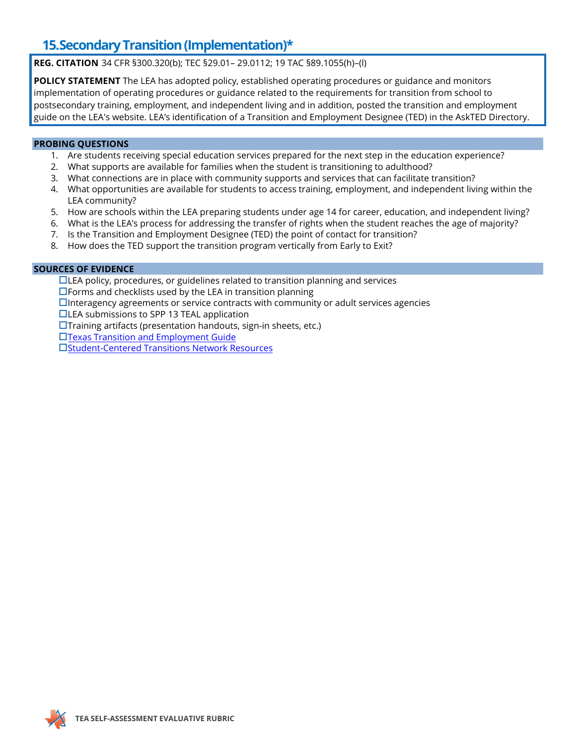## 15. Secondary Transition (Implementation)*

**REG. CITATION** 34 CFR §300.320(b); TEC §29.01– 29.0112; 19 TAC §89.1055(h)–(l)

**POLICY STATEMENT** The LEA has adopted policy, established operating procedures or guidance and monitors implementation of operating procedures or guidance related to the requirements for transition from school to postsecondary training, employment, and independent living and in addition, posted the transition and employment guide on the LEA's website. LEA's identification of a Transition and Employment Designee (TED) in the AskTED Directory.

**PROBING QUESTIONS**

1. Are students receiving special education services prepared for the next step in the education experience?
2. What supports are available for families when the student is transitioning to adulthood?
3. What connections are in place with community supports and services that can facilitate transition?
4. What opportunities are available for students to access training, employment, and independent living within the LEA community?
5. How are schools within the LEA preparing students under age 14 for career, education, and independent living?
6. What is the LEA's process for addressing the transfer of rights when the student reaches the age of majority?
7. Is the Transition and Employment Designee (TED) the point of contact for transition?
8. How does the TED support the transition program vertically from Early to Exit?

**SOURCES OF EVIDENCE**

- ☐ LEA policy, procedures, or guidelines related to transition planning and services
- ☐ Forms and checklists used by the LEA in transition planning
- ☐ Interagency agreements or service contracts with community or adult services agencies
- ☐ LEA submissions to SPP 13 TEAL application
- ☐ Training artifacts (presentation handouts, sign-in sheets, etc.)
- ☐ Texas Transition and Employment Guide
- ☐ Student-Centered Transitions Network Resources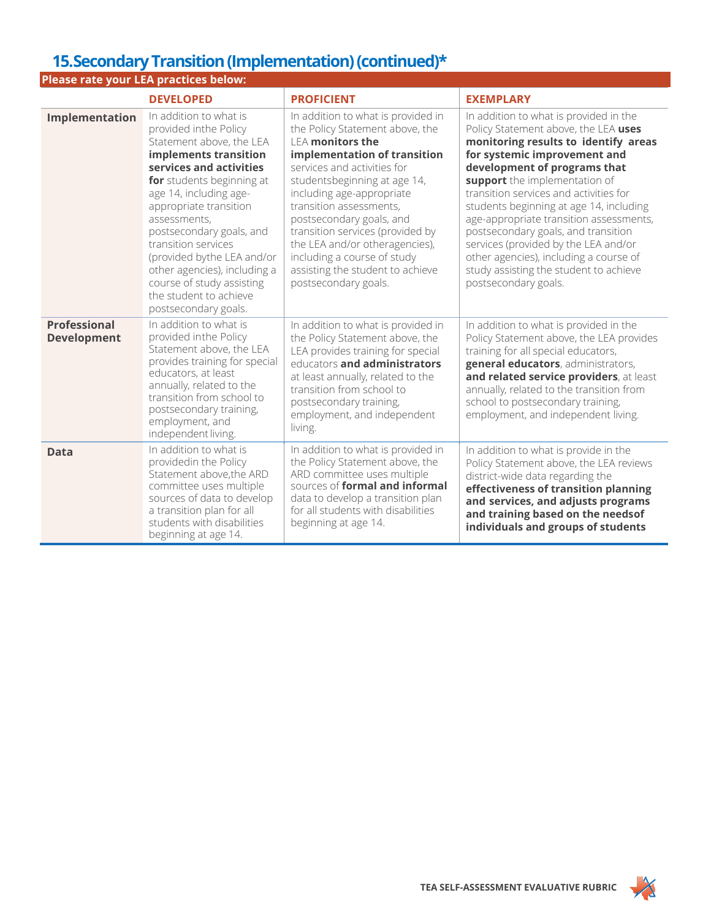## 15. Secondary Transition (Implementation) (continued)*

**Please rate your LEA practices below:**

| | DEVELOPED | PROFICIENT | EXEMPLARY |
|---|---|---|---|
| **Implementation** | In addition to what is provided inthe Policy Statement above, the LEA **implements transition services and activities for** students beginning at age 14, including age-appropriate transition assessments, postsecondary goals, and transition services (provided bythe LEA and/or other agencies), including a course of study assisting the student to achieve postsecondary goals. | In addition to what is provided in the Policy Statement above, the LEA **monitors the implementation of transition** services and activities for studentsbeginning at age 14, including age-appropriate transition assessments, postsecondary goals, and transition services (provided by the LEA and/or otheragencies), including a course of study assisting the student to achieve postsecondary goals. | In addition to what is provided in the Policy Statement above, the LEA **uses monitoring results to identify areas for systemic improvement and development of programs that support** the implementation of transition services and activities for students beginning at age 14, including age-appropriate transition assessments, postsecondary goals, and transition services (provided by the LEA and/or other agencies), including a course of study assisting the student to achieve postsecondary goals. |
| **Professional Development** | In addition to what is provided inthe Policy Statement above, the LEA provides training for special educators, at least annually, related to the transition from school to postsecondary training, employment, and independent living. | In addition to what is provided in the Policy Statement above, the LEA provides training for special educators **and administrators** at least annually, related to the transition from school to postsecondary training, employment, and independent living. | In addition to what is provided in the Policy Statement above, the LEA provides training for all special educators, **general educators**, administrators, **and related service providers**, at least annually, related to the transition from school to postsecondary training, employment, and independent living. |
| **Data** | In addition to what is providedin the Policy Statement above,the ARD committee uses multiple sources of data to develop a transition plan for all students with disabilities beginning at age 14. | In addition to what is provided in the Policy Statement above, the ARD committee uses multiple sources of **formal and informal** data to develop a transition plan for all students with disabilities beginning at age 14. | In addition to what is provide in the Policy Statement above, the LEA reviews district-wide data regarding the **effectiveness of transition planning and services, and adjusts programs and training based on the needsof individuals and groups of students** |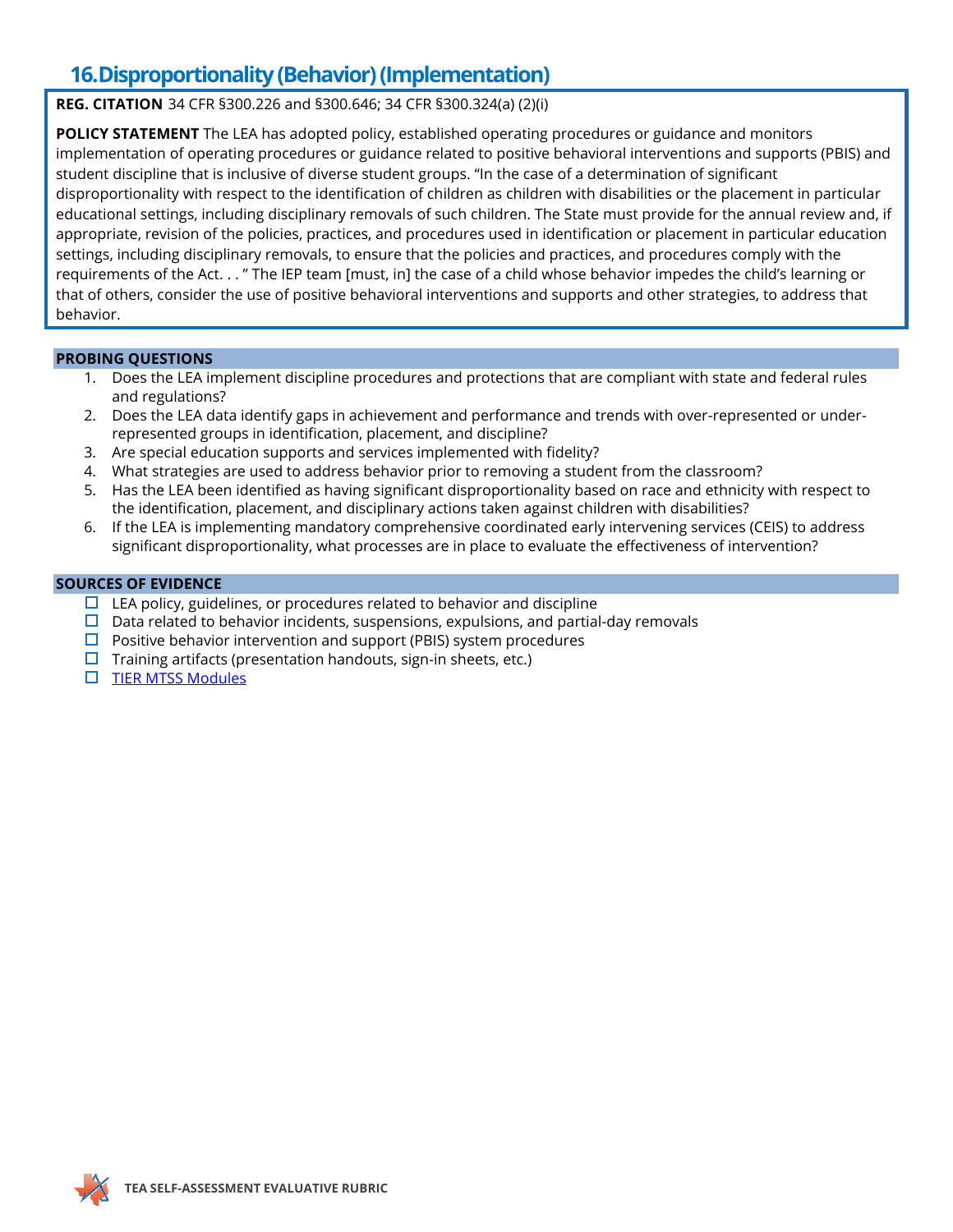## 16. Disproportionality (Behavior) (Implementation)

**REG. CITATION** 34 CFR §300.226 and §300.646; 34 CFR §300.324(a) (2)(i)

**POLICY STATEMENT** The LEA has adopted policy, established operating procedures or guidance and monitors implementation of operating procedures or guidance related to positive behavioral interventions and supports (PBIS) and student discipline that is inclusive of diverse student groups. "In the case of a determination of significant disproportionality with respect to the identification of children as children with disabilities or the placement in particular educational settings, including disciplinary removals of such children. The State must provide for the annual review and, if appropriate, revision of the policies, practices, and procedures used in identification or placement in particular education settings, including disciplinary removals, to ensure that the policies and practices, and procedures comply with the requirements of the Act. . . " The IEP team [must, in] the case of a child whose behavior impedes the child's learning or that of others, consider the use of positive behavioral interventions and supports and other strategies, to address that behavior.

### PROBING QUESTIONS

1. Does the LEA implement discipline procedures and protections that are compliant with state and federal rules and regulations?
2. Does the LEA data identify gaps in achievement and performance and trends with over-represented or under-represented groups in identification, placement, and discipline?
3. Are special education supports and services implemented with fidelity?
4. What strategies are used to address behavior prior to removing a student from the classroom?
5. Has the LEA been identified as having significant disproportionality based on race and ethnicity with respect to the identification, placement, and disciplinary actions taken against children with disabilities?
6. If the LEA is implementing mandatory comprehensive coordinated early intervening services (CEIS) to address significant disproportionality, what processes are in place to evaluate the effectiveness of intervention?

### SOURCES OF EVIDENCE

- ☐ LEA policy, guidelines, or procedures related to behavior and discipline
- ☐ Data related to behavior incidents, suspensions, expulsions, and partial-day removals
- ☐ Positive behavior intervention and support (PBIS) system procedures
- ☐ Training artifacts (presentation handouts, sign-in sheets, etc.)
- ☐ TIER MTSS Modules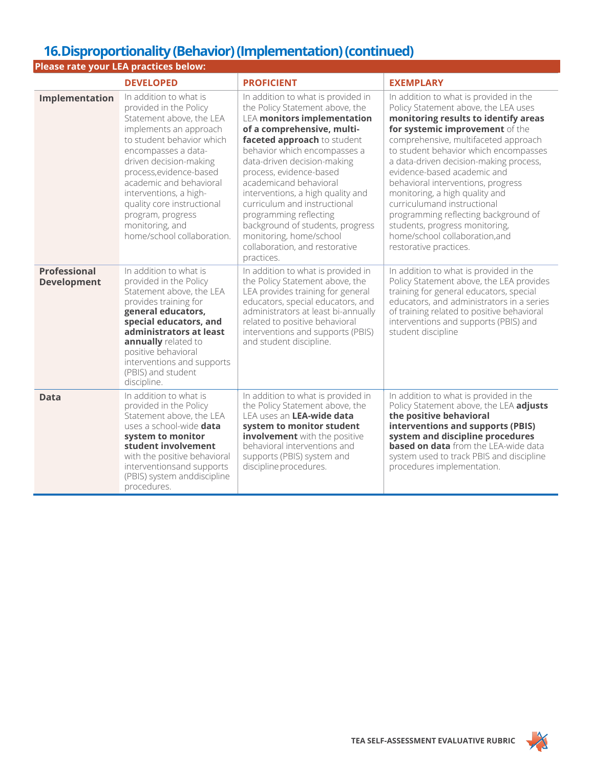## 16. Disproportionality (Behavior) (Implementation) (continued)

**Please rate your LEA practices below:**

| | DEVELOPED | PROFICIENT | EXEMPLARY |
|---|---|---|---|
| **Implementation** | In addition to what is provided in the Policy Statement above, the LEA implements an approach to student behavior which encompasses a data-driven decision-making process,evidence-based academic and behavioral interventions, a high-quality core instructional program, progress monitoring, and home/school collaboration. | In addition to what is provided in the Policy Statement above, the LEA **monitors implementation of a comprehensive, multi-faceted approach** to student behavior which encompasses a data-driven decision-making process, evidence-based academicand behavioral interventions, a high quality and curriculum and instructional programming reflecting background of students, progress monitoring, home/school collaboration, and restorative practices. | In addition to what is provided in the Policy Statement above, the LEA uses **monitoring results to identify areas for systemic improvement** of the comprehensive, multifaceted approach to student behavior which encompasses a data-driven decision-making process, evidence-based academic and behavioral interventions, progress monitoring, a high quality and curriculumand instructional programming reflecting background of students, progress monitoring, home/school collaboration,and restorative practices. |
| **Professional Development** | In addition to what is provided in the Policy Statement above, the LEA provides training for **general educators, special educators, and administrators at least annually** related to positive behavioral interventions and supports (PBIS) and student discipline. | In addition to what is provided in the Policy Statement above, the LEA provides training for general educators, special educators, and administrators at least bi-annually related to positive behavioral interventions and supports (PBIS) and student discipline. | In addition to what is provided in the Policy Statement above, the LEA provides training for general educators, special educators, and administrators in a series of training related to positive behavioral interventions and supports (PBIS) and student discipline |
| **Data** | In addition to what is provided in the Policy Statement above, the LEA uses a school-wide **data system to monitor student involvement** with the positive behavioral interventionsand supports (PBIS) system anddiscipline procedures. | In addition to what is provided in the Policy Statement above, the LEA uses an **LEA-wide data system to monitor student involvement** with the positive behavioral interventions and supports (PBIS) system and discipline procedures. | In addition to what is provided in the Policy Statement above, the LEA **adjusts the positive behavioral interventions and supports (PBIS) system and discipline procedures based on data** from the LEA-wide data system used to track PBIS and discipline procedures implementation. |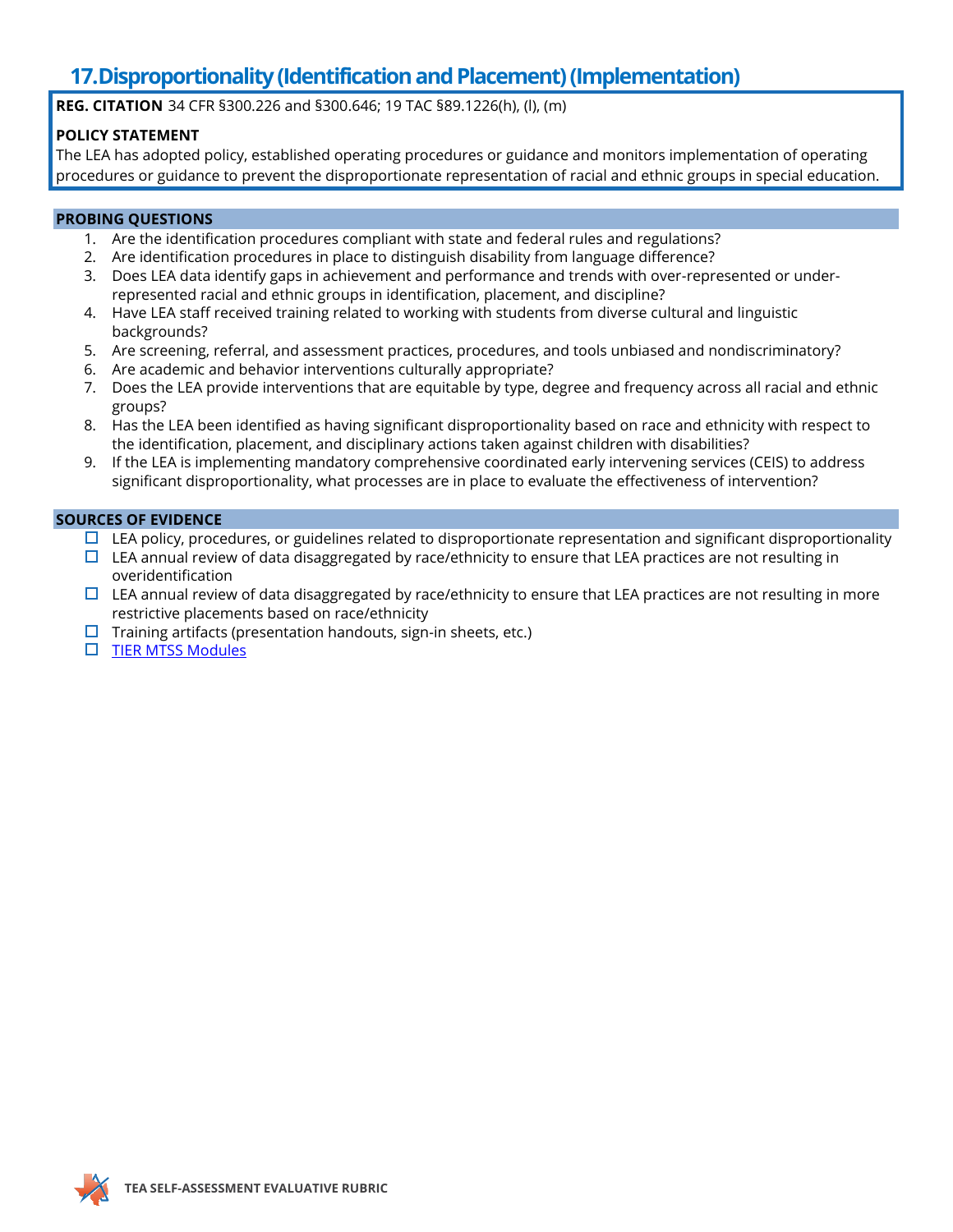## 17. Disproportionality (Identification and Placement) (Implementation)

**REG. CITATION** 34 CFR §300.226 and §300.646; 19 TAC §89.1226(h), (l), (m)

**POLICY STATEMENT**
The LEA has adopted policy, established operating procedures or guidance and monitors implementation of operating procedures or guidance to prevent the disproportionate representation of racial and ethnic groups in special education.

### PROBING QUESTIONS

1. Are the identification procedures compliant with state and federal rules and regulations?
2. Are identification procedures in place to distinguish disability from language difference?
3. Does LEA data identify gaps in achievement and performance and trends with over-represented or under-represented racial and ethnic groups in identification, placement, and discipline?
4. Have LEA staff received training related to working with students from diverse cultural and linguistic backgrounds?
5. Are screening, referral, and assessment practices, procedures, and tools unbiased and nondiscriminatory?
6. Are academic and behavior interventions culturally appropriate?
7. Does the LEA provide interventions that are equitable by type, degree and frequency across all racial and ethnic groups?
8. Has the LEA been identified as having significant disproportionality based on race and ethnicity with respect to the identification, placement, and disciplinary actions taken against children with disabilities?
9. If the LEA is implementing mandatory comprehensive coordinated early intervening services (CEIS) to address significant disproportionality, what processes are in place to evaluate the effectiveness of intervention?

### SOURCES OF EVIDENCE

- ☐ LEA policy, procedures, or guidelines related to disproportionate representation and significant disproportionality
- ☐ LEA annual review of data disaggregated by race/ethnicity to ensure that LEA practices are not resulting in overidentification
- ☐ LEA annual review of data disaggregated by race/ethnicity to ensure that LEA practices are not resulting in more restrictive placements based on race/ethnicity
- ☐ Training artifacts (presentation handouts, sign-in sheets, etc.)
- ☐ TIER MTSS Modules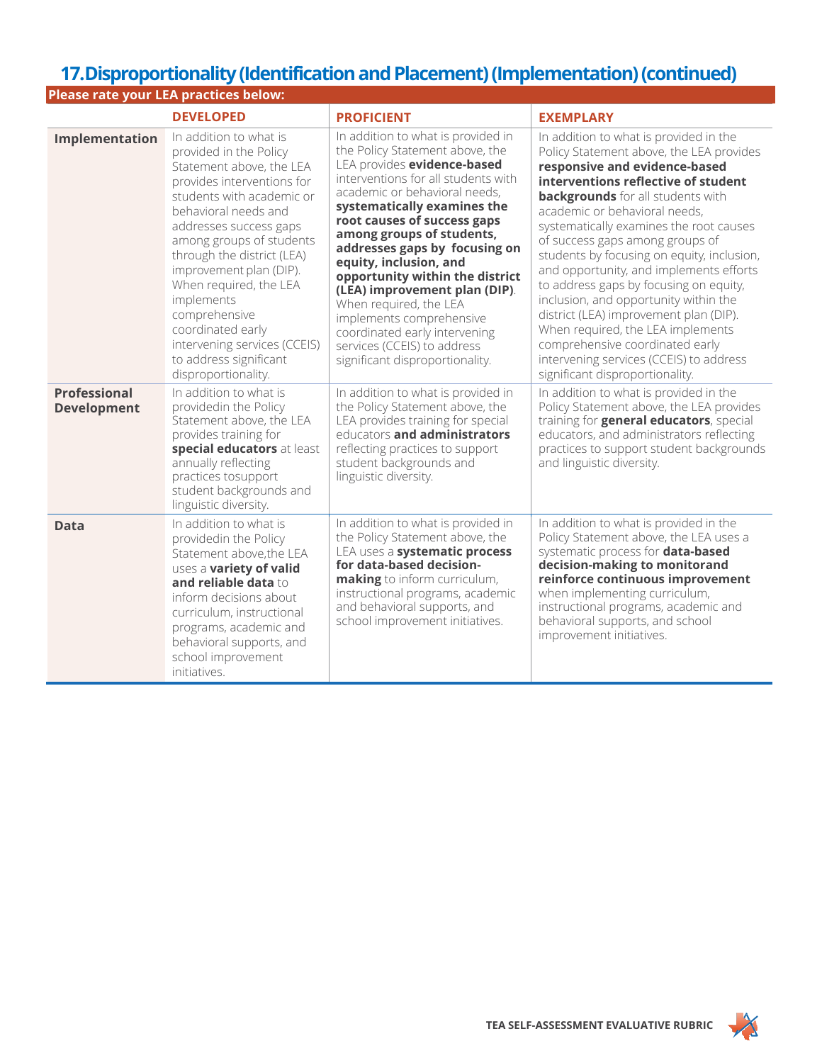## 17. Disproportionality (Identification and Placement) (Implementation) (continued)

**Please rate your LEA practices below:**

| | DEVELOPED | PROFICIENT | EXEMPLARY |
|---|---|---|---|
| **Implementation** | In addition to what is provided in the Policy Statement above, the LEA provides interventions for students with academic or behavioral needs and addresses success gaps among groups of students through the district (LEA) improvement plan (DIP). When required, the LEA implements comprehensive coordinated early intervening services (CCEIS) to address significant disproportionality. | In addition to what is provided in the Policy Statement above, the LEA provides **evidence-based** interventions for all students with academic or behavioral needs, **systematically examines the root causes of success gaps among groups of students, addresses gaps by focusing on equity, inclusion, and opportunity within the district (LEA) improvement plan (DIP)**. When required, the LEA implements comprehensive coordinated early intervening services (CCEIS) to address significant disproportionality. | In addition to what is provided in the Policy Statement above, the LEA provides **responsive and evidence-based interventions reflective of student backgrounds** for all students with academic or behavioral needs, systematically examines the root causes of success gaps among groups of students by focusing on equity, inclusion, and opportunity, and implements efforts to address gaps by focusing on equity, inclusion, and opportunity within the district (LEA) improvement plan (DIP). When required, the LEA implements comprehensive coordinated early intervening services (CCEIS) to address significant disproportionality. |
| **Professional Development** | In addition to what is providedin the Policy Statement above, the LEA provides training for **special educators** at least annually reflecting practices tosupport student backgrounds and linguistic diversity. | In addition to what is provided in the Policy Statement above, the LEA provides training for special educators **and administrators** reflecting practices to support student backgrounds and linguistic diversity. | In addition to what is provided in the Policy Statement above, the LEA provides training for **general educators**, special educators, and administrators reflecting practices to support student backgrounds and linguistic diversity. |
| **Data** | In addition to what is providedin the Policy Statement above,the LEA uses a **variety of valid and reliable data** to inform decisions about curriculum, instructional programs, academic and behavioral supports, and school improvement initiatives. | In addition to what is provided in the Policy Statement above, the LEA uses a **systematic process for data-based decision-making** to inform curriculum, instructional programs, academic and behavioral supports, and school improvement initiatives. | In addition to what is provided in the Policy Statement above, the LEA uses a systematic process for **data-based decision-making to monitorand reinforce continuous improvement** when implementing curriculum, instructional programs, academic and behavioral supports, and school improvement initiatives. |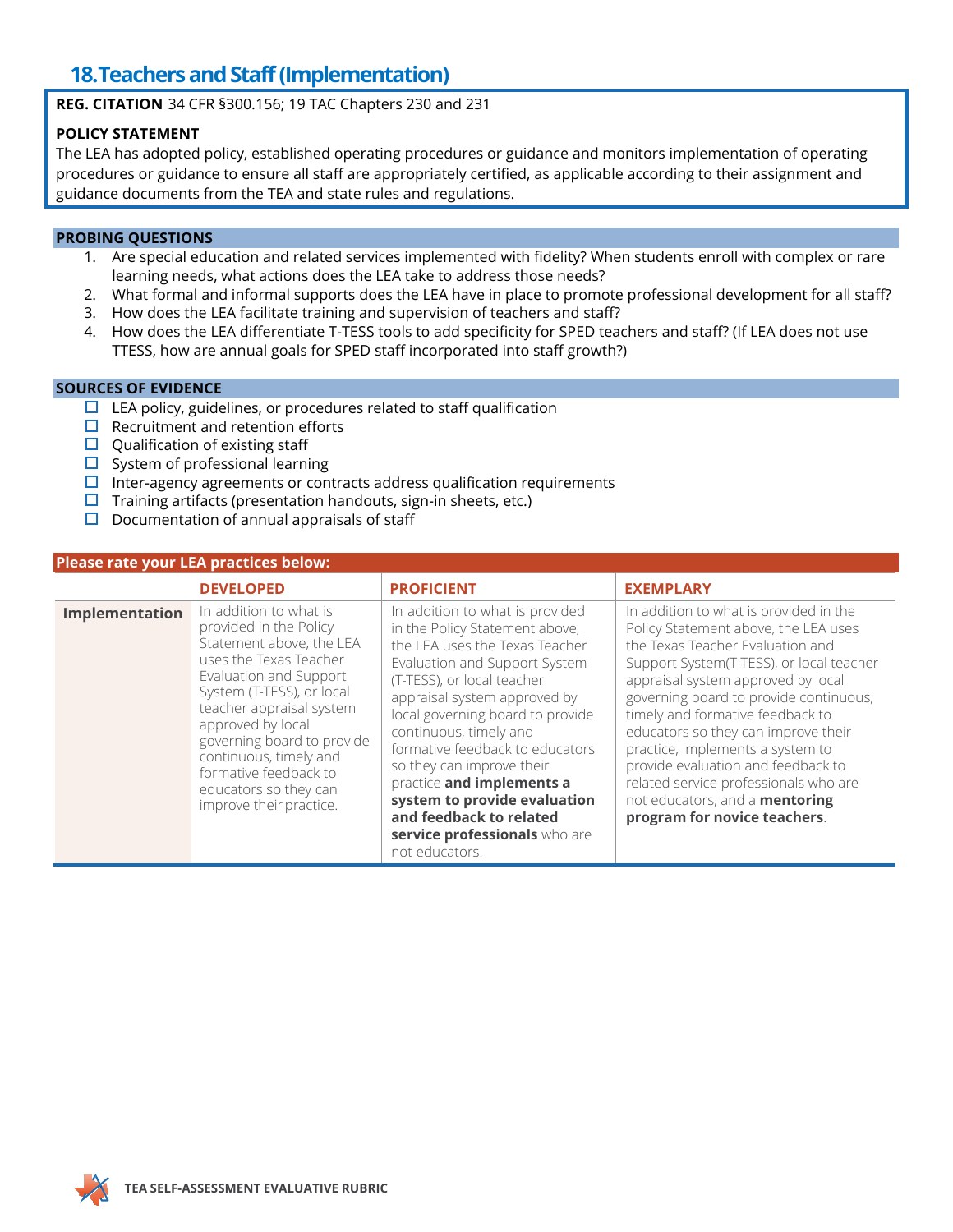## 18. Teachers and Staff (Implementation)

**REG. CITATION** 34 CFR §300.156; 19 TAC Chapters 230 and 231

**POLICY STATEMENT**
The LEA has adopted policy, established operating procedures or guidance and monitors implementation of operating procedures or guidance to ensure all staff are appropriately certified, as applicable according to their assignment and guidance documents from the TEA and state rules and regulations.

**PROBING QUESTIONS**

1. Are special education and related services implemented with fidelity? When students enroll with complex or rare learning needs, what actions does the LEA take to address those needs?
2. What formal and informal supports does the LEA have in place to promote professional development for all staff?
3. How does the LEA facilitate training and supervision of teachers and staff?
4. How does the LEA differentiate T-TESS tools to add specificity for SPED teachers and staff? (If LEA does not use TTESS, how are annual goals for SPED staff incorporated into staff growth?)

**SOURCES OF EVIDENCE**

- ☐ LEA policy, guidelines, or procedures related to staff qualification
- ☐ Recruitment and retention efforts
- ☐ Qualification of existing staff
- ☐ System of professional learning
- ☐ Inter-agency agreements or contracts address qualification requirements
- ☐ Training artifacts (presentation handouts, sign-in sheets, etc.)
- ☐ Documentation of annual appraisals of staff

**Please rate your LEA practices below:**

| | DEVELOPED | PROFICIENT | EXEMPLARY |
|---|---|---|---|
| **Implementation** | In addition to what is provided in the Policy Statement above, the LEA uses the Texas Teacher Evaluation and Support System (T-TESS), or local teacher appraisal system approved by local governing board to provide continuous, timely and formative feedback to educators so they can improve their practice. | In addition to what is provided in the Policy Statement above, the LEA uses the Texas Teacher Evaluation and Support System (T-TESS), or local teacher appraisal system approved by local governing board to provide continuous, timely and formative feedback to educators so they can improve their practice **and implements a system to provide evaluation and feedback to related service professionals** who are not educators. | In addition to what is provided in the Policy Statement above, the LEA uses the Texas Teacher Evaluation and Support System(T-TESS), or local teacher appraisal system approved by local governing board to provide continuous, timely and formative feedback to educators so they can improve their practice, implements a system to provide evaluation and feedback to related service professionals who are not educators, and a **mentoring program for novice teachers**. |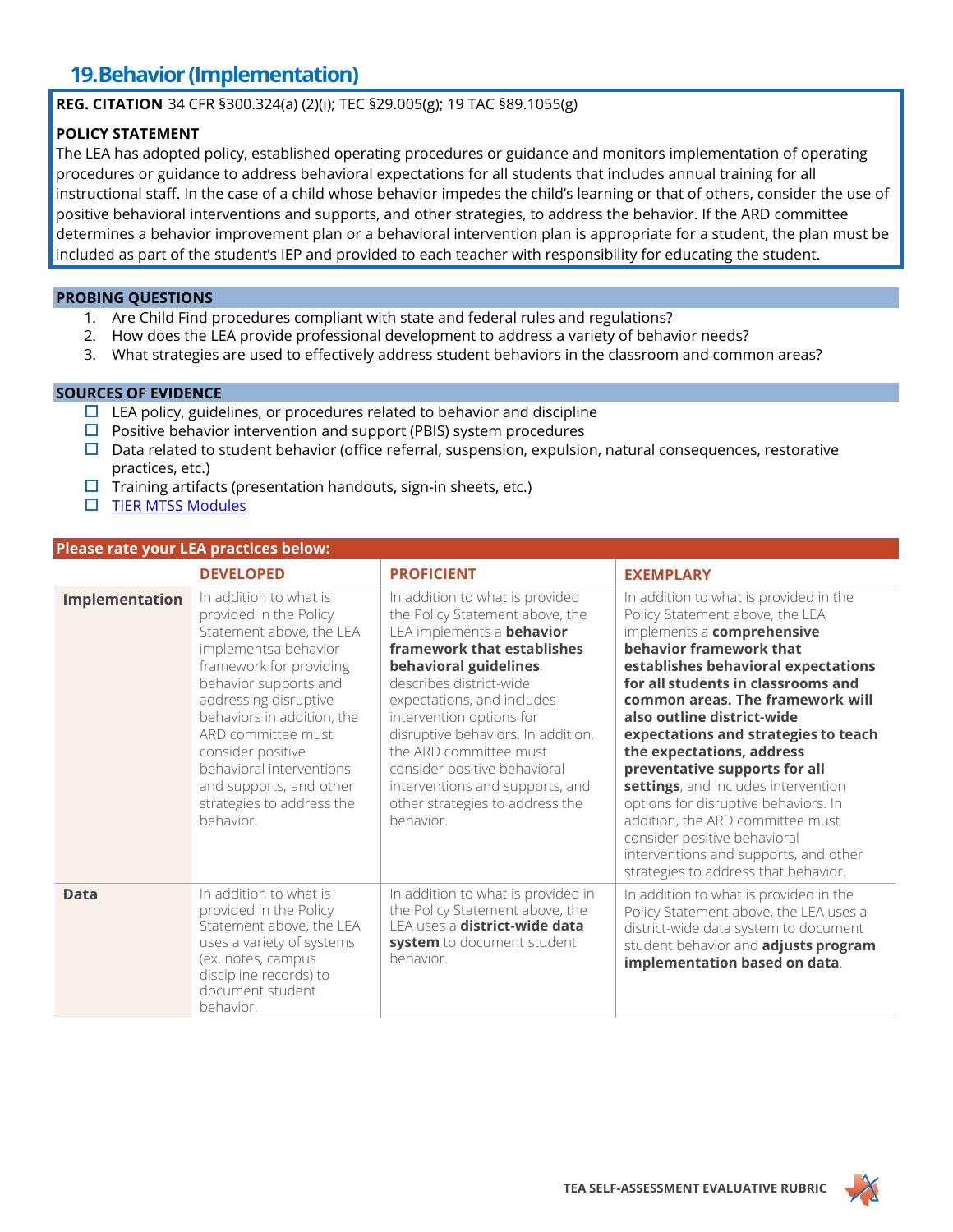## 19. Behavior (Implementation)

**REG. CITATION** 34 CFR §300.324(a) (2)(i); TEC §29.005(g); 19 TAC §89.1055(g)

**POLICY STATEMENT**
The LEA has adopted policy, established operating procedures or guidance and monitors implementation of operating procedures or guidance to address behavioral expectations for all students that includes annual training for all instructional staff. In the case of a child whose behavior impedes the child's learning or that of others, consider the use of positive behavioral interventions and supports, and other strategies, to address the behavior. If the ARD committee determines a behavior improvement plan or a behavioral intervention plan is appropriate for a student, the plan must be included as part of the student's IEP and provided to each teacher with responsibility for educating the student.

### PROBING QUESTIONS

1. Are Child Find procedures compliant with state and federal rules and regulations?
2. How does the LEA provide professional development to address a variety of behavior needs?
3. What strategies are used to effectively address student behaviors in the classroom and common areas?

### SOURCES OF EVIDENCE

- ☐ LEA policy, guidelines, or procedures related to behavior and discipline
- ☐ Positive behavior intervention and support (PBIS) system procedures
- ☐ Data related to student behavior (office referral, suspension, expulsion, natural consequences, restorative practices, etc.)
- ☐ Training artifacts (presentation handouts, sign-in sheets, etc.)
- ☐ TIER MTSS Modules

### Please rate your LEA practices below:

| | DEVELOPED | PROFICIENT | EXEMPLARY |
|---|---|---|---|
| **Implementation** | In addition to what is provided in the Policy Statement above, the LEA implementsa behavior framework for providing behavior supports and addressing disruptive behaviors in addition, the ARD committee must consider positive behavioral interventions and supports, and other strategies to address the behavior. | In addition to what is provided the Policy Statement above, the LEA implements a **behavior framework that establishes behavioral guidelines**, describes district-wide expectations, and includes intervention options for disruptive behaviors. In addition, the ARD committee must consider positive behavioral interventions and supports, and other strategies to address the behavior. | In addition to what is provided in the Policy Statement above, the LEA implements a **comprehensive behavior framework that establishes behavioral expectations for all students in classrooms and common areas. The framework will also outline district-wide expectations and strategies to teach the expectations, address preventative supports for all settings**, and includes intervention options for disruptive behaviors. In addition, the ARD committee must consider positive behavioral interventions and supports, and other strategies to address that behavior. |
| **Data** | In addition to what is provided in the Policy Statement above, the LEA uses a variety of systems (ex. notes, campus discipline records) to document student behavior. | In addition to what is provided in the Policy Statement above, the LEA uses a **district-wide data system** to document student behavior. | In addition to what is provided in the Policy Statement above, the LEA uses a district-wide data system to document student behavior and **adjusts program implementation based on data**. |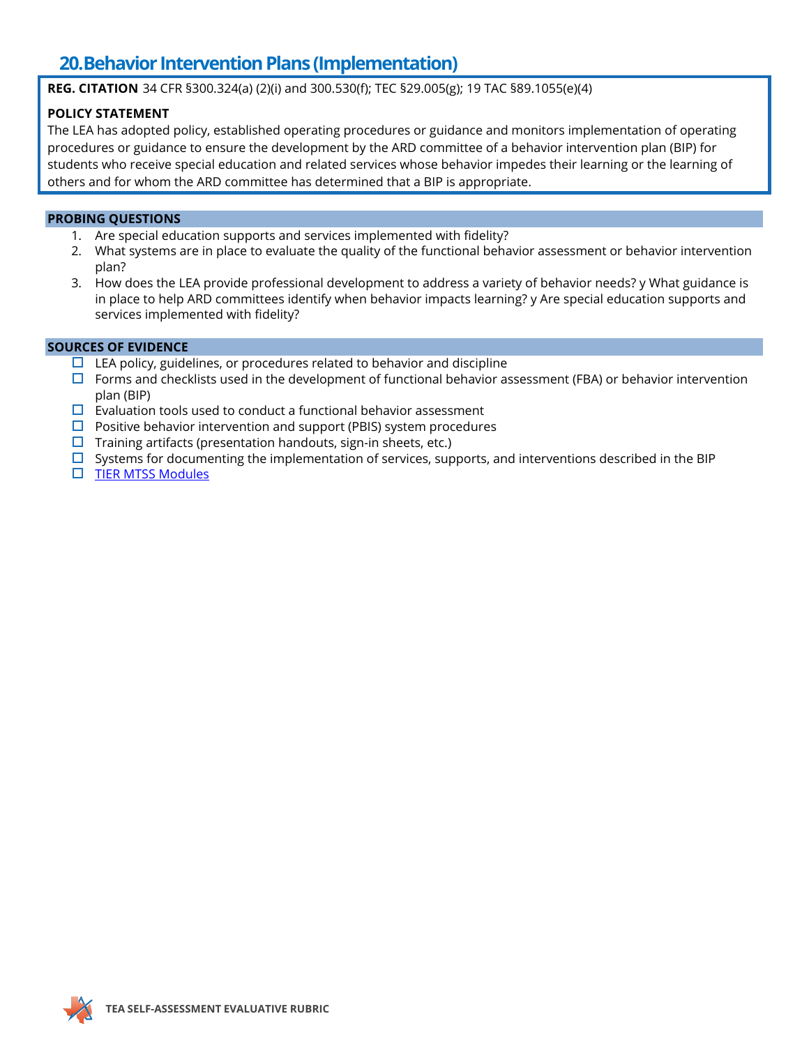## 20. Behavior Intervention Plans (Implementation)

**REG. CITATION** 34 CFR §300.324(a) (2)(i) and 300.530(f); TEC §29.005(g); 19 TAC §89.1055(e)(4)

**POLICY STATEMENT**

The LEA has adopted policy, established operating procedures or guidance and monitors implementation of operating procedures or guidance to ensure the development by the ARD committee of a behavior intervention plan (BIP) for students who receive special education and related services whose behavior impedes their learning or the learning of others and for whom the ARD committee has determined that a BIP is appropriate.

### PROBING QUESTIONS

1. Are special education supports and services implemented with fidelity?
2. What systems are in place to evaluate the quality of the functional behavior assessment or behavior intervention plan?
3. How does the LEA provide professional development to address a variety of behavior needs? y What guidance is in place to help ARD committees identify when behavior impacts learning? y Are special education supports and services implemented with fidelity?

### SOURCES OF EVIDENCE

- ☐ LEA policy, guidelines, or procedures related to behavior and discipline
- ☐ Forms and checklists used in the development of functional behavior assessment (FBA) or behavior intervention plan (BIP)
- ☐ Evaluation tools used to conduct a functional behavior assessment
- ☐ Positive behavior intervention and support (PBIS) system procedures
- ☐ Training artifacts (presentation handouts, sign-in sheets, etc.)
- ☐ Systems for documenting the implementation of services, supports, and interventions described in the BIP
- ☐ TIER MTSS Modules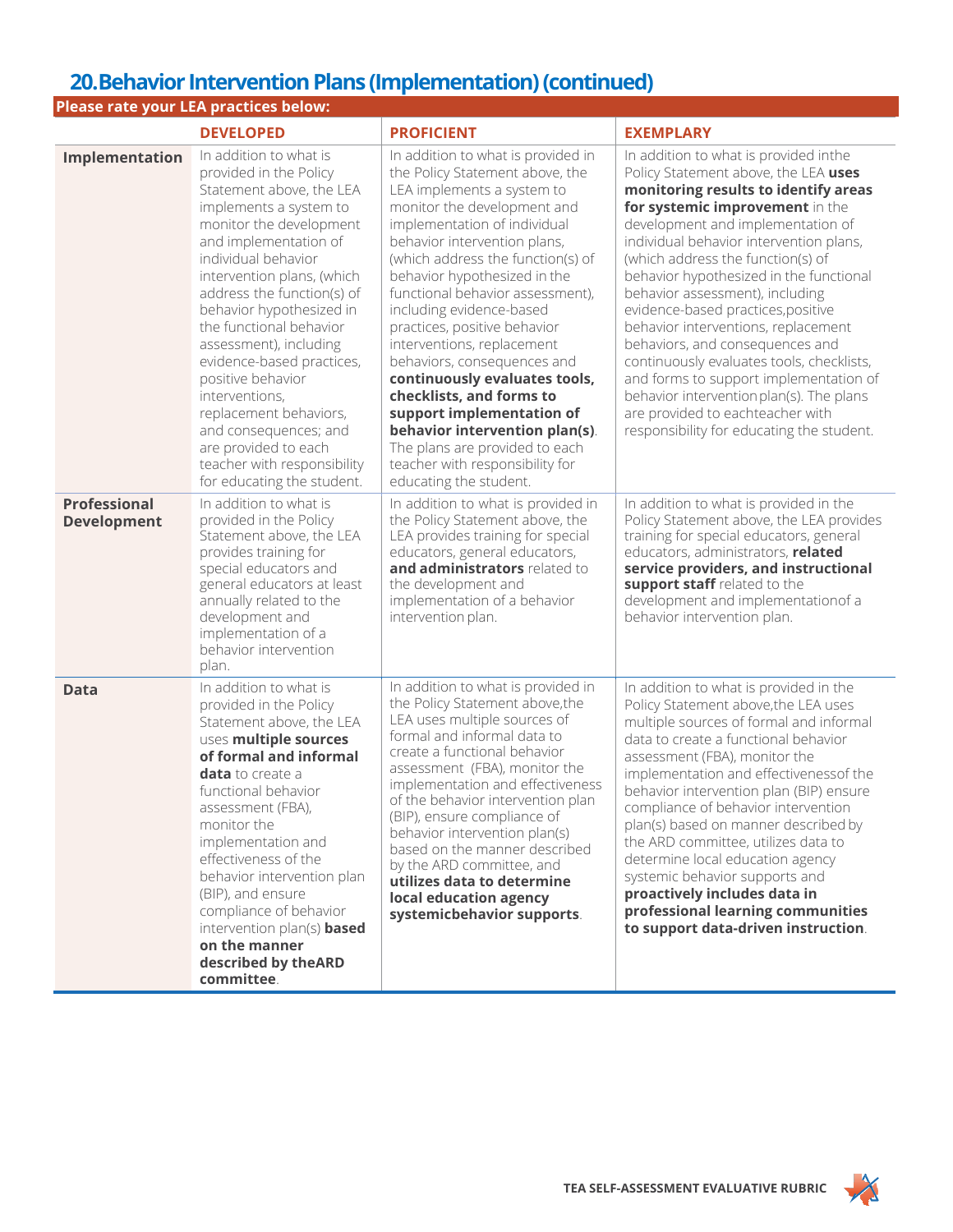## 20. Behavior Intervention Plans (Implementation) (continued)

**Please rate your LEA practices below:**

| | DEVELOPED | PROFICIENT | EXEMPLARY |
|---|---|---|---|
| **Implementation** | In addition to what is provided in the Policy Statement above, the LEA implements a system to monitor the development and implementation of individual behavior intervention plans, (which address the function(s) of behavior hypothesized in the functional behavior assessment), including evidence-based practices, positive behavior interventions, replacement behaviors, and consequences; and are provided to each teacher with responsibility for educating the student. | In addition to what is provided in the Policy Statement above, the LEA implements a system to monitor the development and implementation of individual behavior intervention plans, (which address the function(s) of behavior hypothesized in the functional behavior assessment), including evidence-based practices, positive behavior interventions, replacement behaviors, consequences and **continuously evaluates tools, checklists, and forms to support implementation of behavior intervention plan(s)**. The plans are provided to each teacher with responsibility for educating the student. | In addition to what is provided inthe Policy Statement above, the LEA **uses monitoring results to identify areas for systemic improvement** in the development and implementation of individual behavior intervention plans, (which address the function(s) of behavior hypothesized in the functional behavior assessment), including evidence-based practices,positive behavior interventions, replacement behaviors, and consequences and continuously evaluates tools, checklists, and forms to support implementation of behavior intervention plan(s). The plans are provided to eachteacher with responsibility for educating the student. |
| **Professional Development** | In addition to what is provided in the Policy Statement above, the LEA provides training for special educators and general educators at least annually related to the development and implementation of a behavior intervention plan. | In addition to what is provided in the Policy Statement above, the LEA provides training for special educators, general educators, **and administrators** related to the development and implementation of a behavior intervention plan. | In addition to what is provided in the Policy Statement above, the LEA provides training for special educators, general educators, administrators, **related service providers, and instructional support staff** related to the development and implementationof a behavior intervention plan. |
| **Data** | In addition to what is provided in the Policy Statement above, the LEA uses **multiple sources of formal and informal data** to create a functional behavior assessment (FBA), monitor the implementation and effectiveness of the behavior intervention plan (BIP), and ensure compliance of behavior intervention plan(s) **based on the manner described by theARD committee**. | In addition to what is provided in the Policy Statement above,the LEA uses multiple sources of formal and informal data to create a functional behavior assessment (FBA), monitor the implementation and effectiveness of the behavior intervention plan (BIP), ensure compliance of behavior intervention plan(s) based on the manner described by the ARD committee, and **utilizes data to determine local education agency systemicbehavior supports**. | In addition to what is provided in the Policy Statement above,the LEA uses multiple sources of formal and informal data to create a functional behavior assessment (FBA), monitor the implementation and effectivenessof the behavior intervention plan (BIP) ensure compliance of behavior intervention plan(s) based on manner described by the ARD committee, utilizes data to determine local education agency systemic behavior supports and **proactively includes data in professional learning communities to support data-driven instruction**. |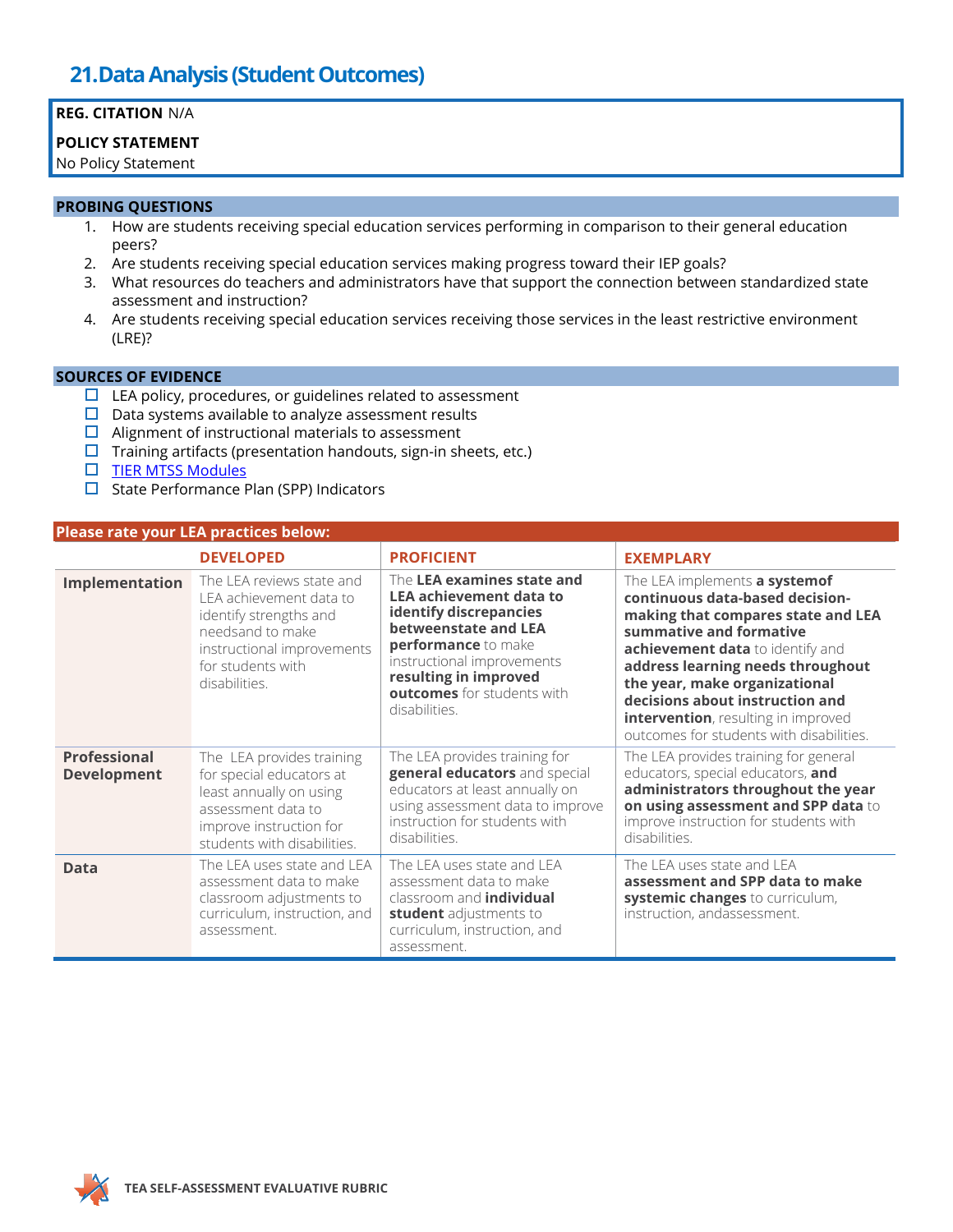## 21. Data Analysis (Student Outcomes)

**REG. CITATION** N/A

**POLICY STATEMENT**
No Policy Statement

**PROBING QUESTIONS**

1. How are students receiving special education services performing in comparison to their general education peers?
2. Are students receiving special education services making progress toward their IEP goals?
3. What resources do teachers and administrators have that support the connection between standardized state assessment and instruction?
4. Are students receiving special education services receiving those services in the least restrictive environment (LRE)?

**SOURCES OF EVIDENCE**

- ☐ LEA policy, procedures, or guidelines related to assessment
- ☐ Data systems available to analyze assessment results
- ☐ Alignment of instructional materials to assessment
- ☐ Training artifacts (presentation handouts, sign-in sheets, etc.)
- ☐ TIER MTSS Modules
- ☐ State Performance Plan (SPP) Indicators

**Please rate your LEA practices below:**

| | DEVELOPED | PROFICIENT | EXEMPLARY |
|---|---|---|---|
| **Implementation** | The LEA reviews state and LEA achievement data to identify strengths and needsand to make instructional improvements for students with disabilities. | The **LEA examines state and LEA achievement data to identify discrepancies betweenstate and LEA performance** to make instructional improvements **resulting in improved outcomes** for students with disabilities. | The LEA implements **a systemof continuous data-based decision-making that compares state and LEA summative and formative achievement data** to identify and **address learning needs throughout the year, make organizational decisions about instruction and intervention**, resulting in improved outcomes for students with disabilities. |
| **Professional Development** | The LEA provides training for special educators at least annually on using assessment data to improve instruction for students with disabilities. | The LEA provides training for **general educators** and special educators at least annually on using assessment data to improve instruction for students with disabilities. | The LEA provides training for general educators, special educators, **and administrators throughout the year on using assessment and SPP data** to improve instruction for students with disabilities. |
| **Data** | The LEA uses state and LEA assessment data to make classroom adjustments to curriculum, instruction, and assessment. | The LEA uses state and LEA assessment data to make classroom and **individual student** adjustments to curriculum, instruction, and assessment. | The LEA uses state and LEA **assessment and SPP data to make systemic changes** to curriculum, instruction, andassessment. |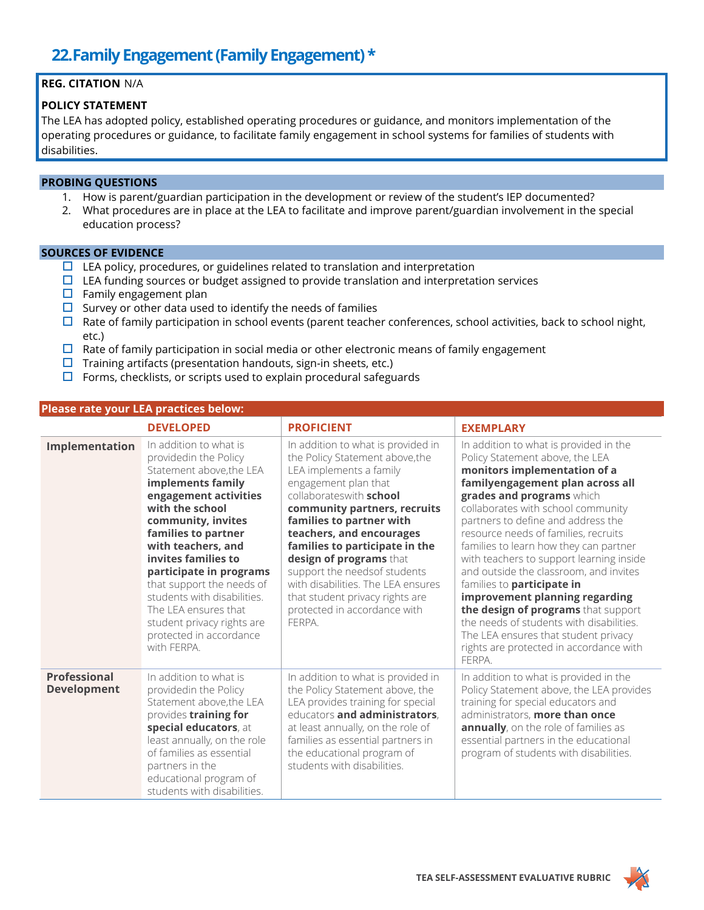## 22. Family Engagement (Family Engagement) *

**REG. CITATION** N/A

**POLICY STATEMENT**
The LEA has adopted policy, established operating procedures or guidance, and monitors implementation of the operating procedures or guidance, to facilitate family engagement in school systems for families of students with disabilities.

**PROBING QUESTIONS**

1. How is parent/guardian participation in the development or review of the student's IEP documented?
2. What procedures are in place at the LEA to facilitate and improve parent/guardian involvement in the special education process?

**SOURCES OF EVIDENCE**

- ☐ LEA policy, procedures, or guidelines related to translation and interpretation
- ☐ LEA funding sources or budget assigned to provide translation and interpretation services
- ☐ Family engagement plan
- ☐ Survey or other data used to identify the needs of families
- ☐ Rate of family participation in school events (parent teacher conferences, school activities, back to school night, etc.)
- ☐ Rate of family participation in social media or other electronic means of family engagement
- ☐ Training artifacts (presentation handouts, sign-in sheets, etc.)
- ☐ Forms, checklists, or scripts used to explain procedural safeguards

**Please rate your LEA practices below:**

| | DEVELOPED | PROFICIENT | EXEMPLARY |
|---|---|---|---|
| **Implementation** | In addition to what is providedin the Policy Statement above,the LEA **implements family engagement activities with the school community, invites families to partner with teachers, and invites families to participate in programs** that support the needs of students with disabilities. The LEA ensures that student privacy rights are protected in accordance with FERPA. | In addition to what is provided in the Policy Statement above,the LEA implements a family engagement plan that collaborateswith **school community partners, recruits families to partner with teachers, and encourages families to participate in the design of programs** that support the needsof students with disabilities. The LEA ensures that student privacy rights are protected in accordance with FERPA. | In addition to what is provided in the Policy Statement above, the LEA **monitors implementation of a familyengagement plan across all grades and programs** which collaborates with school community partners to define and address the resource needs of families, recruits families to learn how they can partner with teachers to support learning inside and outside the classroom, and invites families to **participate in improvement planning regarding the design of programs** that support the needs of students with disabilities. The LEA ensures that student privacy rights are protected in accordance with FERPA. |
| **Professional Development** | In addition to what is providedin the Policy Statement above,the LEA provides **training for special educators**, at least annually, on the role of families as essential partners in the educational program of students with disabilities. | In addition to what is provided in the Policy Statement above, the LEA provides training for special educators **and administrators**, at least annually, on the role of families as essential partners in the educational program of students with disabilities. | In addition to what is provided in the Policy Statement above, the LEA provides training for special educators and administrators, **more than once annually**, on the role of families as essential partners in the educational program of students with disabilities. |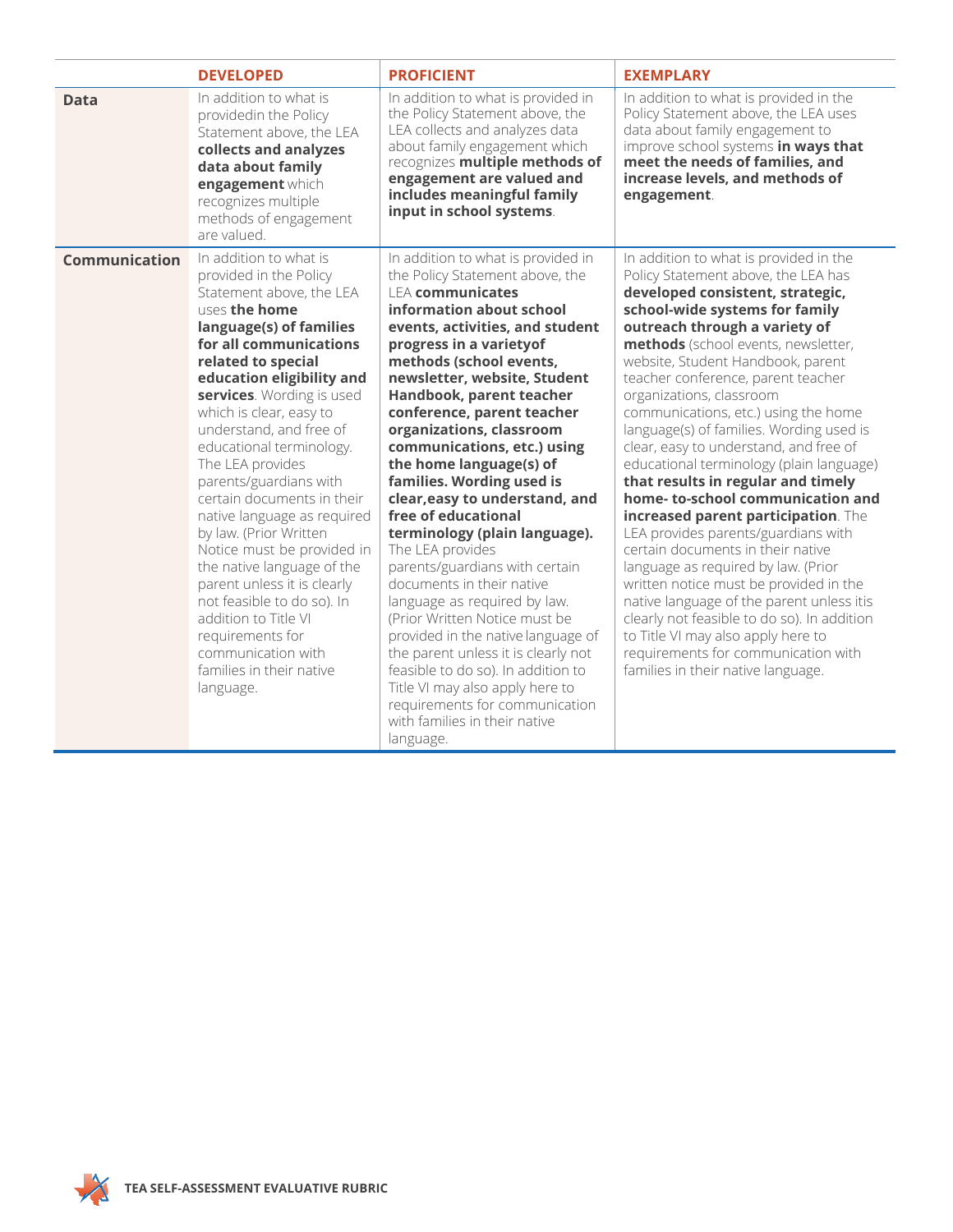| | DEVELOPED | PROFICIENT | EXEMPLARY |
|---|---|---|---|
| **Data** | In addition to what is providedin the Policy Statement above, the LEA **collects and analyzes data about family engagement** which recognizes multiple methods of engagement are valued. | In addition to what is provided in the Policy Statement above, the LEA collects and analyzes data about family engagement which recognizes **multiple methods of engagement are valued and includes meaningful family input in school systems**. | In addition to what is provided in the Policy Statement above, the LEA uses data about family engagement to improve school systems **in ways that meet the needs of families, and increase levels, and methods of engagement**. |
| **Communication** | In addition to what is provided in the Policy Statement above, the LEA uses **the home language(s) of families for all communications related to special education eligibility and services**. Wording is used which is clear, easy to understand, and free of educational terminology. The LEA provides parents/guardians with certain documents in their native language as required by law. (Prior Written Notice must be provided in the native language of the parent unless it is clearly not feasible to do so). In addition to Title VI requirements for communication with families in their native language. | In addition to what is provided in the Policy Statement above, the LEA **communicates information about school events, activities, and student progress in a varietyof methods (school events, newsletter, website, Student Handbook, parent teacher conference, parent teacher organizations, classroom communications, etc.) using the home language(s) of families. Wording used is clear,easy to understand, and free of educational terminology (plain language).** The LEA provides parents/guardians with certain documents in their native language as required by law. (Prior Written Notice must be provided in the native language of the parent unless it is clearly not feasible to do so). In addition to Title VI may also apply here to requirements for communication with families in their native language. | In addition to what is provided in the Policy Statement above, the LEA has **developed consistent, strategic, school-wide systems for family outreach through a variety of methods** (school events, newsletter, website, Student Handbook, parent teacher conference, parent teacher organizations, classroom communications, etc.) using the home language(s) of families. Wording used is clear, easy to understand, and free of educational terminology (plain language) **that results in regular and timely home- to-school communication and increased parent participation**. The LEA provides parents/guardians with certain documents in their native language as required by law. (Prior written notice must be provided in the native language of the parent unless itis clearly not feasible to do so). In addition to Title VI may also apply here to requirements for communication with families in their native language. |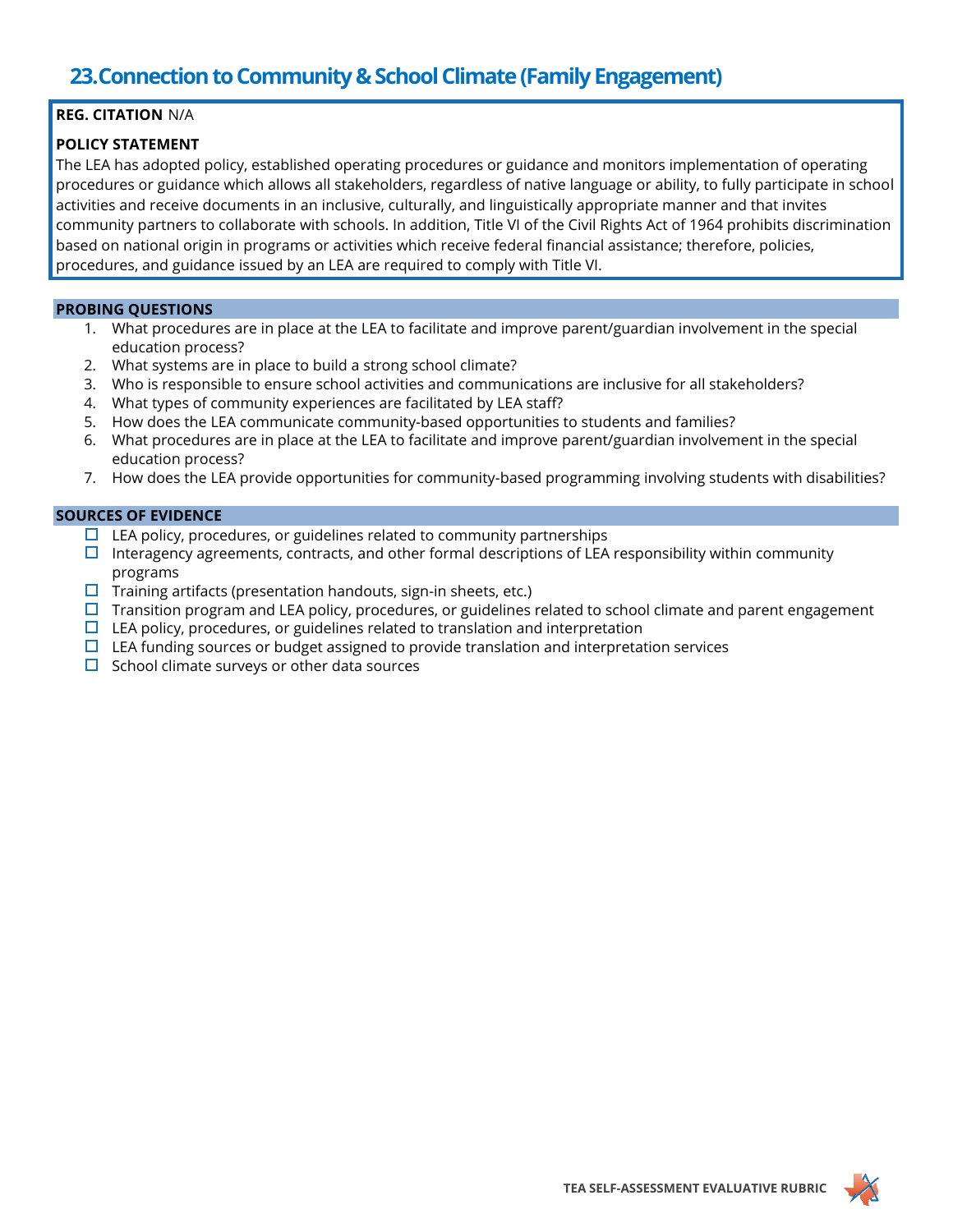## 23. Connection to Community & School Climate (Family Engagement)

**REG. CITATION** N/A

**POLICY STATEMENT**

The LEA has adopted policy, established operating procedures or guidance and monitors implementation of operating procedures or guidance which allows all stakeholders, regardless of native language or ability, to fully participate in school activities and receive documents in an inclusive, culturally, and linguistically appropriate manner and that invites community partners to collaborate with schools. In addition, Title VI of the Civil Rights Act of 1964 prohibits discrimination based on national origin in programs or activities which receive federal financial assistance; therefore, policies, procedures, and guidance issued by an LEA are required to comply with Title VI.

### PROBING QUESTIONS

1. What procedures are in place at the LEA to facilitate and improve parent/guardian involvement in the special education process?
2. What systems are in place to build a strong school climate?
3. Who is responsible to ensure school activities and communications are inclusive for all stakeholders?
4. What types of community experiences are facilitated by LEA staff?
5. How does the LEA communicate community-based opportunities to students and families?
6. What procedures are in place at the LEA to facilitate and improve parent/guardian involvement in the special education process?
7. How does the LEA provide opportunities for community-based programming involving students with disabilities?

### SOURCES OF EVIDENCE

- ☐ LEA policy, procedures, or guidelines related to community partnerships
- ☐ Interagency agreements, contracts, and other formal descriptions of LEA responsibility within community programs
- ☐ Training artifacts (presentation handouts, sign-in sheets, etc.)
- ☐ Transition program and LEA policy, procedures, or guidelines related to school climate and parent engagement
- ☐ LEA policy, procedures, or guidelines related to translation and interpretation
- ☐ LEA funding sources or budget assigned to provide translation and interpretation services
- ☐ School climate surveys or other data sources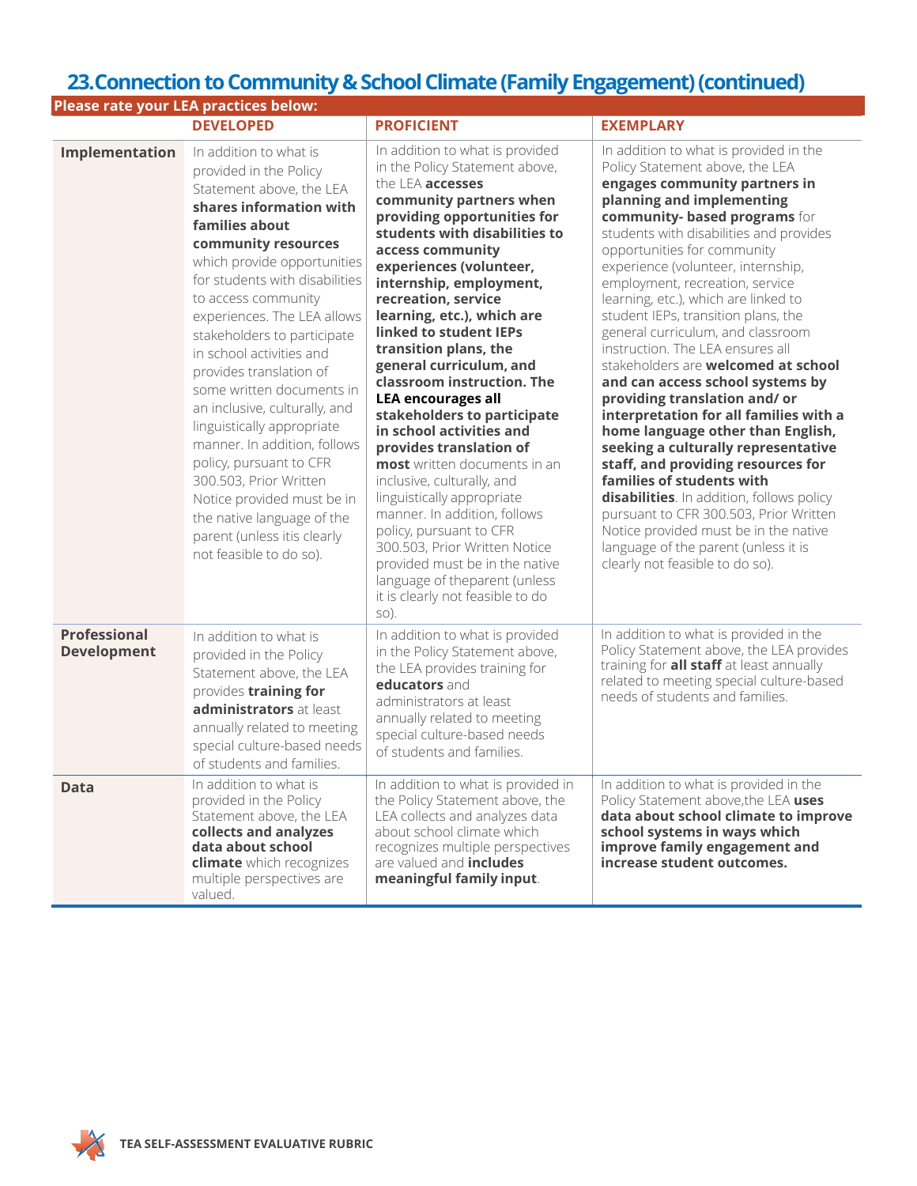## 23. Connection to Community & School Climate (Family Engagement) (continued)

**Please rate your LEA practices below:**

| | DEVELOPED | PROFICIENT | EXEMPLARY |
|---|---|---|---|
| **Implementation** | In addition to what is provided in the Policy Statement above, the LEA **shares information with families about community resources** which provide opportunities for students with disabilities to access community experiences. The LEA allows stakeholders to participate in school activities and provides translation of some written documents in an inclusive, culturally, and linguistically appropriate manner. In addition, follows policy, pursuant to CFR 300.503, Prior Written Notice provided must be in the native language of the parent (unless itis clearly not feasible to do so). | In addition to what is provided in the Policy Statement above, the LEA **accesses community partners when providing opportunities for students with disabilities to access community experiences (volunteer, internship, employment, recreation, service learning, etc.), which are linked to student IEPs transition plans, the general curriculum, and classroom instruction. The LEA encourages all stakeholders to participate in school activities and provides translation of most** written documents in an inclusive, culturally, and linguistically appropriate manner. In addition, follows policy, pursuant to CFR 300.503, Prior Written Notice provided must be in the native language of theparent (unless it is clearly not feasible to do so). | In addition to what is provided in the Policy Statement above, the LEA **engages community partners in planning and implementing community- based programs** for students with disabilities and provides opportunities for community experience (volunteer, internship, employment, recreation, service learning, etc.), which are linked to student IEPs, transition plans, the general curriculum, and classroom instruction. The LEA ensures all stakeholders are **welcomed at school and can access school systems by providing translation and/ or interpretation for all families with a home language other than English, seeking a culturally representative staff, and providing resources for families of students with disabilities**. In addition, follows policy pursuant to CFR 300.503, Prior Written Notice provided must be in the native language of the parent (unless it is clearly not feasible to do so). |
| **Professional Development** | In addition to what is provided in the Policy Statement above, the LEA provides **training for administrators** at least annually related to meeting special culture-based needs of students and families. | In addition to what is provided in the Policy Statement above, the LEA provides training for **educators** and administrators at least annually related to meeting special culture-based needs of students and families. | In addition to what is provided in the Policy Statement above, the LEA provides training for **all staff** at least annually related to meeting special culture-based needs of students and families. |
| **Data** | In addition to what is provided in the Policy Statement above, the LEA **collects and analyzes data about school climate** which recognizes multiple perspectives are valued. | In addition to what is provided in the Policy Statement above, the LEA collects and analyzes data about school climate which recognizes multiple perspectives are valued and **includes meaningful family input**. | In addition to what is provided in the Policy Statement above,the LEA **uses data about school climate to improve school systems in ways which improve family engagement and increase student outcomes.** |